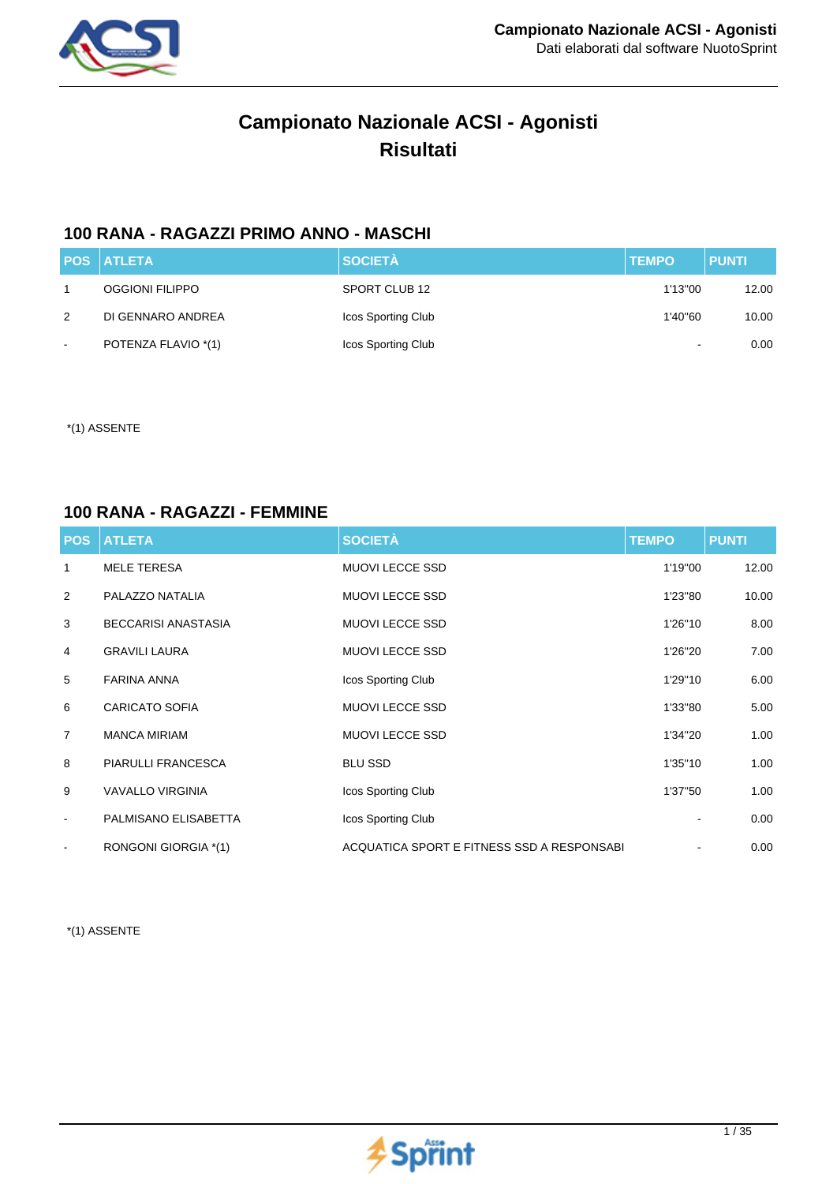# Campionato Nazionale ACSI - Agonisti
# Risultati

## 100 RANA - RAGAZZI PRIMO ANNO - MASCHI

| POS | ATLETA | SOCIETÀ | TEMPO | PUNTI |
|---|---|---|---|---|
| 1 | OGGIONI FILIPPO | SPORT CLUB 12 | 1'13"00 | 12.00 |
| 2 | DI GENNARO ANDREA | Icos Sporting Club | 1'40"60 | 10.00 |
| - | POTENZA FLAVIO *(1) | Icos Sporting Club | - | 0.00 |

*(1) ASSENTE

## 100 RANA - RAGAZZI - FEMMINE

| POS | ATLETA | SOCIETÀ | TEMPO | PUNTI |
|---|---|---|---|---|
| 1 | MELE TERESA | MUOVI LECCE SSD | 1'19"00 | 12.00 |
| 2 | PALAZZO NATALIA | MUOVI LECCE SSD | 1'23"80 | 10.00 |
| 3 | BECCARISI ANASTASIA | MUOVI LECCE SSD | 1'26"10 | 8.00 |
| 4 | GRAVILI LAURA | MUOVI LECCE SSD | 1'26"20 | 7.00 |
| 5 | FARINA ANNA | Icos Sporting Club | 1'29"10 | 6.00 |
| 6 | CARICATO SOFIA | MUOVI LECCE SSD | 1'33"80 | 5.00 |
| 7 | MANCA MIRIAM | MUOVI LECCE SSD | 1'34"20 | 1.00 |
| 8 | PIARULLI FRANCESCA | BLU SSD | 1'35"10 | 1.00 |
| 9 | VAVALLO VIRGINIA | Icos Sporting Club | 1'37"50 | 1.00 |
| - | PALMISANO ELISABETTA | Icos Sporting Club | - | 0.00 |
| - | RONGONI GIORGIA *(1) | ACQUATICA SPORT E FITNESS SSD A RESPONSABI | - | 0.00 |

*(1) ASSENTE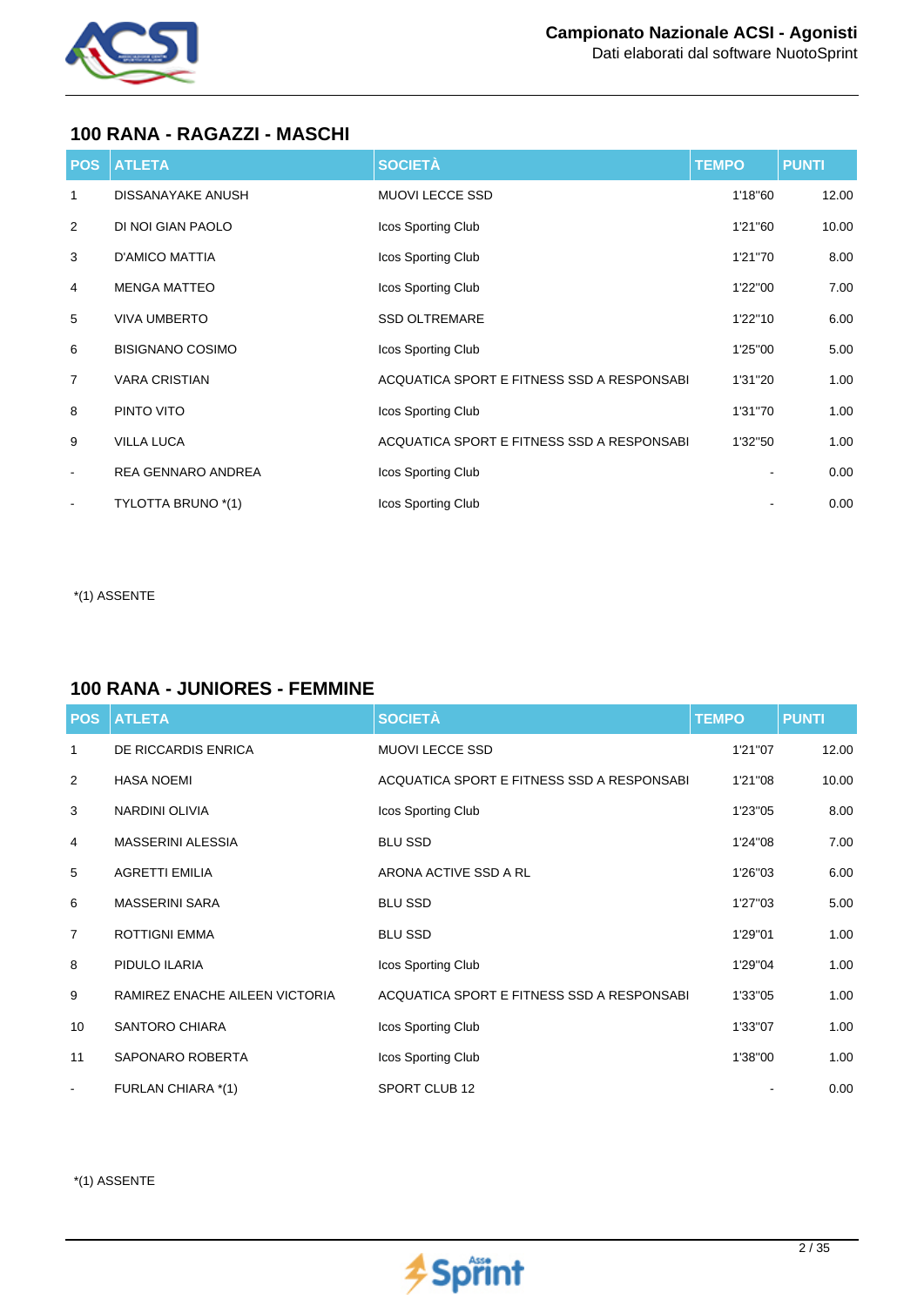## 100 RANA - RAGAZZI - MASCHI

| POS | ATLETA | SOCIETÀ | TEMPO | PUNTI |
|---|---|---|---|---|
| 1 | DISSANAYAKE ANUSH | MUOVI LECCE SSD | 1'18"60 | 12.00 |
| 2 | DI NOI GIAN PAOLO | Icos Sporting Club | 1'21"60 | 10.00 |
| 3 | D'AMICO MATTIA | Icos Sporting Club | 1'21"70 | 8.00 |
| 4 | MENGA MATTEO | Icos Sporting Club | 1'22"00 | 7.00 |
| 5 | VIVA UMBERTO | SSD OLTREMARE | 1'22"10 | 6.00 |
| 6 | BISIGNANO COSIMO | Icos Sporting Club | 1'25"00 | 5.00 |
| 7 | VARA CRISTIAN | ACQUATICA SPORT E FITNESS SSD A RESPONSABI | 1'31"20 | 1.00 |
| 8 | PINTO VITO | Icos Sporting Club | 1'31"70 | 1.00 |
| 9 | VILLA LUCA | ACQUATICA SPORT E FITNESS SSD A RESPONSABI | 1'32"50 | 1.00 |
| - | REA GENNARO ANDREA | Icos Sporting Club | - | 0.00 |
| - | TYLOTTA BRUNO *(1) | Icos Sporting Club | - | 0.00 |

*(1) ASSENTE

## 100 RANA - JUNIORES - FEMMINE

| POS | ATLETA | SOCIETÀ | TEMPO | PUNTI |
|---|---|---|---|---|
| 1 | DE RICCARDIS ENRICA | MUOVI LECCE SSD | 1'21"07 | 12.00 |
| 2 | HASA NOEMI | ACQUATICA SPORT E FITNESS SSD A RESPONSABI | 1'21"08 | 10.00 |
| 3 | NARDINI OLIVIA | Icos Sporting Club | 1'23"05 | 8.00 |
| 4 | MASSERINI ALESSIA | BLU SSD | 1'24"08 | 7.00 |
| 5 | AGRETTI EMILIA | ARONA ACTIVE SSD A RL | 1'26"03 | 6.00 |
| 6 | MASSERINI SARA | BLU SSD | 1'27"03 | 5.00 |
| 7 | ROTTIGNI EMMA | BLU SSD | 1'29"01 | 1.00 |
| 8 | PIDULO ILARIA | Icos Sporting Club | 1'29"04 | 1.00 |
| 9 | RAMIREZ ENACHE AILEEN VICTORIA | ACQUATICA SPORT E FITNESS SSD A RESPONSABI | 1'33"05 | 1.00 |
| 10 | SANTORO CHIARA | Icos Sporting Club | 1'33"07 | 1.00 |
| 11 | SAPONARO ROBERTA | Icos Sporting Club | 1'38"00 | 1.00 |
| - | FURLAN CHIARA *(1) | SPORT CLUB 12 | - | 0.00 |

*(1) ASSENTE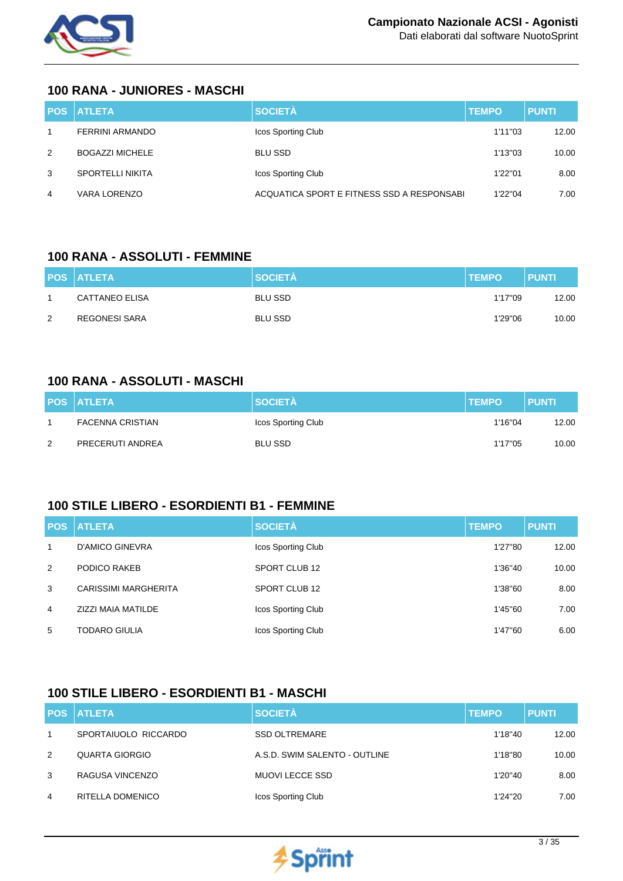## 100 RANA - JUNIORES - MASCHI

| POS | ATLETA | SOCIETÀ | TEMPO | PUNTI |
|---|---|---|---|---|
| 1 | FERRINI ARMANDO | Icos Sporting Club | 1'11"03 | 12.00 |
| 2 | BOGAZZI MICHELE | BLU SSD | 1'13"03 | 10.00 |
| 3 | SPORTELLI NIKITA | Icos Sporting Club | 1'22"01 | 8.00 |
| 4 | VARA LORENZO | ACQUATICA SPORT E FITNESS SSD A RESPONSABI | 1'22"04 | 7.00 |

## 100 RANA - ASSOLUTI - FEMMINE

| POS | ATLETA | SOCIETÀ | TEMPO | PUNTI |
|---|---|---|---|---|
| 1 | CATTANEO ELISA | BLU SSD | 1'17"09 | 12.00 |
| 2 | REGONESI SARA | BLU SSD | 1'29"06 | 10.00 |

## 100 RANA - ASSOLUTI - MASCHI

| POS | ATLETA | SOCIETÀ | TEMPO | PUNTI |
|---|---|---|---|---|
| 1 | FACENNA CRISTIAN | Icos Sporting Club | 1'16"04 | 12.00 |
| 2 | PRECERUTI ANDREA | BLU SSD | 1'17"05 | 10.00 |

## 100 STILE LIBERO - ESORDIENTI B1 - FEMMINE

| POS | ATLETA | SOCIETÀ | TEMPO | PUNTI |
|---|---|---|---|---|
| 1 | D'AMICO GINEVRA | Icos Sporting Club | 1'27"80 | 12.00 |
| 2 | PODICO RAKEB | SPORT CLUB 12 | 1'36"40 | 10.00 |
| 3 | CARISSIMI MARGHERITA | SPORT CLUB 12 | 1'38"60 | 8.00 |
| 4 | ZIZZI MAIA MATILDE | Icos Sporting Club | 1'45"60 | 7.00 |
| 5 | TODARO GIULIA | Icos Sporting Club | 1'47"60 | 6.00 |

## 100 STILE LIBERO - ESORDIENTI B1 - MASCHI

| POS | ATLETA | SOCIETÀ | TEMPO | PUNTI |
|---|---|---|---|---|
| 1 | SPORTAIUOLO RICCARDO | SSD OLTREMARE | 1'18"40 | 12.00 |
| 2 | QUARTA GIORGIO | A.S.D. SWIM SALENTO - OUTLINE | 1'18"80 | 10.00 |
| 3 | RAGUSA VINCENZO | MUOVI LECCE SSD | 1'20"40 | 8.00 |
| 4 | RITELLA DOMENICO | Icos Sporting Club | 1'24"20 | 7.00 |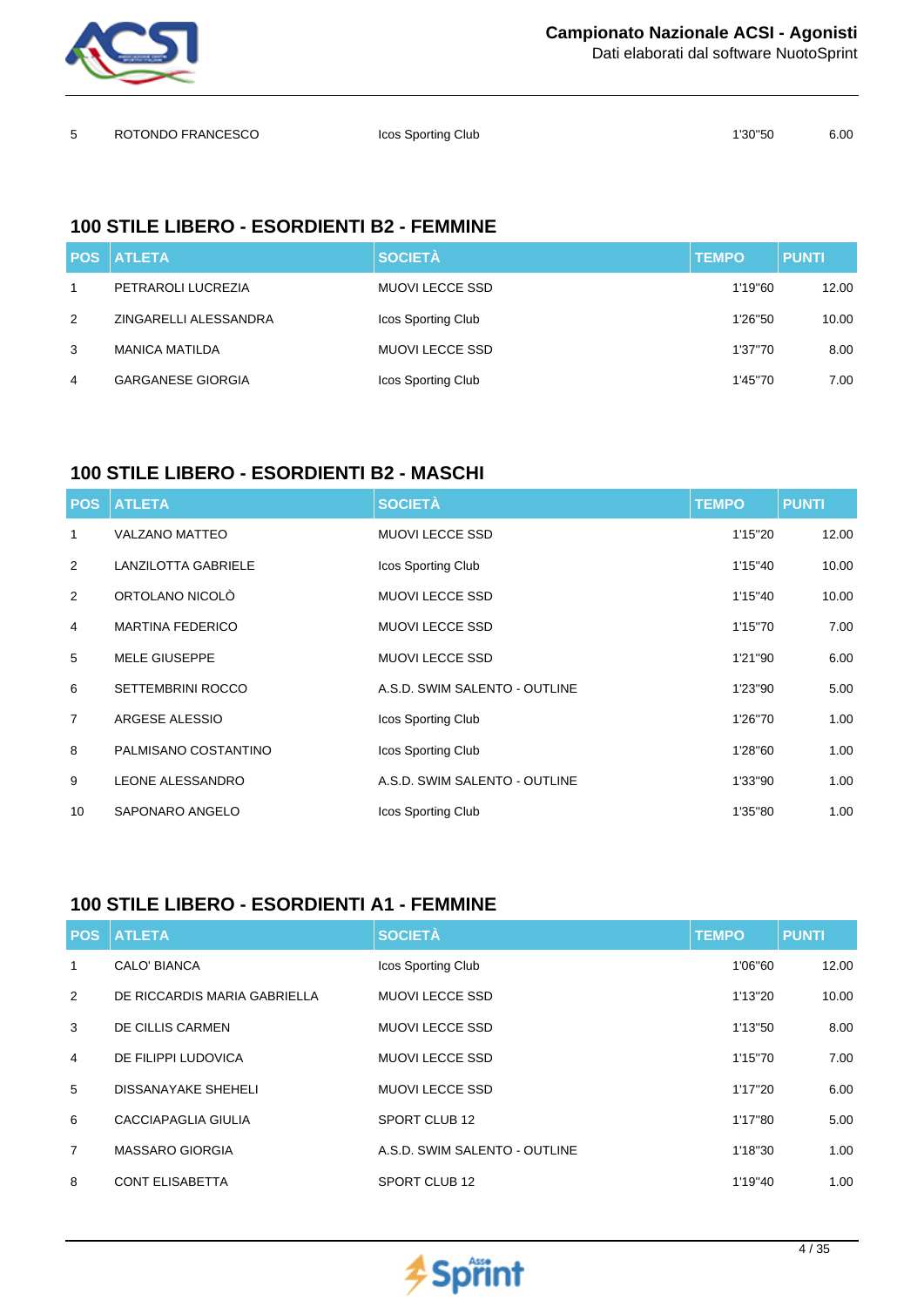| | | | | |
|---|---|---|---|---|
| 5 | ROTONDO FRANCESCO | Icos Sporting Club | 1'30"50 | 6.00 |

## 100 STILE LIBERO - ESORDIENTI B2 - FEMMINE

| POS | ATLETA | SOCIETÀ | TEMPO | PUNTI |
|---|---|---|---|---|
| 1 | PETRAROLI LUCREZIA | MUOVI LECCE SSD | 1'19"60 | 12.00 |
| 2 | ZINGARELLI ALESSANDRA | Icos Sporting Club | 1'26"50 | 10.00 |
| 3 | MANICA MATILDA | MUOVI LECCE SSD | 1'37"70 | 8.00 |
| 4 | GARGANESE GIORGIA | Icos Sporting Club | 1'45"70 | 7.00 |

## 100 STILE LIBERO - ESORDIENTI B2 - MASCHI

| POS | ATLETA | SOCIETÀ | TEMPO | PUNTI |
|---|---|---|---|---|
| 1 | VALZANO MATTEO | MUOVI LECCE SSD | 1'15"20 | 12.00 |
| 2 | LANZILOTTA GABRIELE | Icos Sporting Club | 1'15"40 | 10.00 |
| 2 | ORTOLANO NICOLÒ | MUOVI LECCE SSD | 1'15"40 | 10.00 |
| 4 | MARTINA FEDERICO | MUOVI LECCE SSD | 1'15"70 | 7.00 |
| 5 | MELE GIUSEPPE | MUOVI LECCE SSD | 1'21"90 | 6.00 |
| 6 | SETTEMBRINI ROCCO | A.S.D. SWIM SALENTO - OUTLINE | 1'23"90 | 5.00 |
| 7 | ARGESE ALESSIO | Icos Sporting Club | 1'26"70 | 1.00 |
| 8 | PALMISANO COSTANTINO | Icos Sporting Club | 1'28"60 | 1.00 |
| 9 | LEONE ALESSANDRO | A.S.D. SWIM SALENTO - OUTLINE | 1'33"90 | 1.00 |
| 10 | SAPONARO ANGELO | Icos Sporting Club | 1'35"80 | 1.00 |

## 100 STILE LIBERO - ESORDIENTI A1 - FEMMINE

| POS | ATLETA | SOCIETÀ | TEMPO | PUNTI |
|---|---|---|---|---|
| 1 | CALO' BIANCA | Icos Sporting Club | 1'06"60 | 12.00 |
| 2 | DE RICCARDIS MARIA GABRIELLA | MUOVI LECCE SSD | 1'13"20 | 10.00 |
| 3 | DE CILLIS CARMEN | MUOVI LECCE SSD | 1'13"50 | 8.00 |
| 4 | DE FILIPPI LUDOVICA | MUOVI LECCE SSD | 1'15"70 | 7.00 |
| 5 | DISSANAYAKE SHEHELI | MUOVI LECCE SSD | 1'17"20 | 6.00 |
| 6 | CACCIAPAGLIA GIULIA | SPORT CLUB 12 | 1'17"80 | 5.00 |
| 7 | MASSARO GIORGIA | A.S.D. SWIM SALENTO - OUTLINE | 1'18"30 | 1.00 |
| 8 | CONT ELISABETTA | SPORT CLUB 12 | 1'19"40 | 1.00 |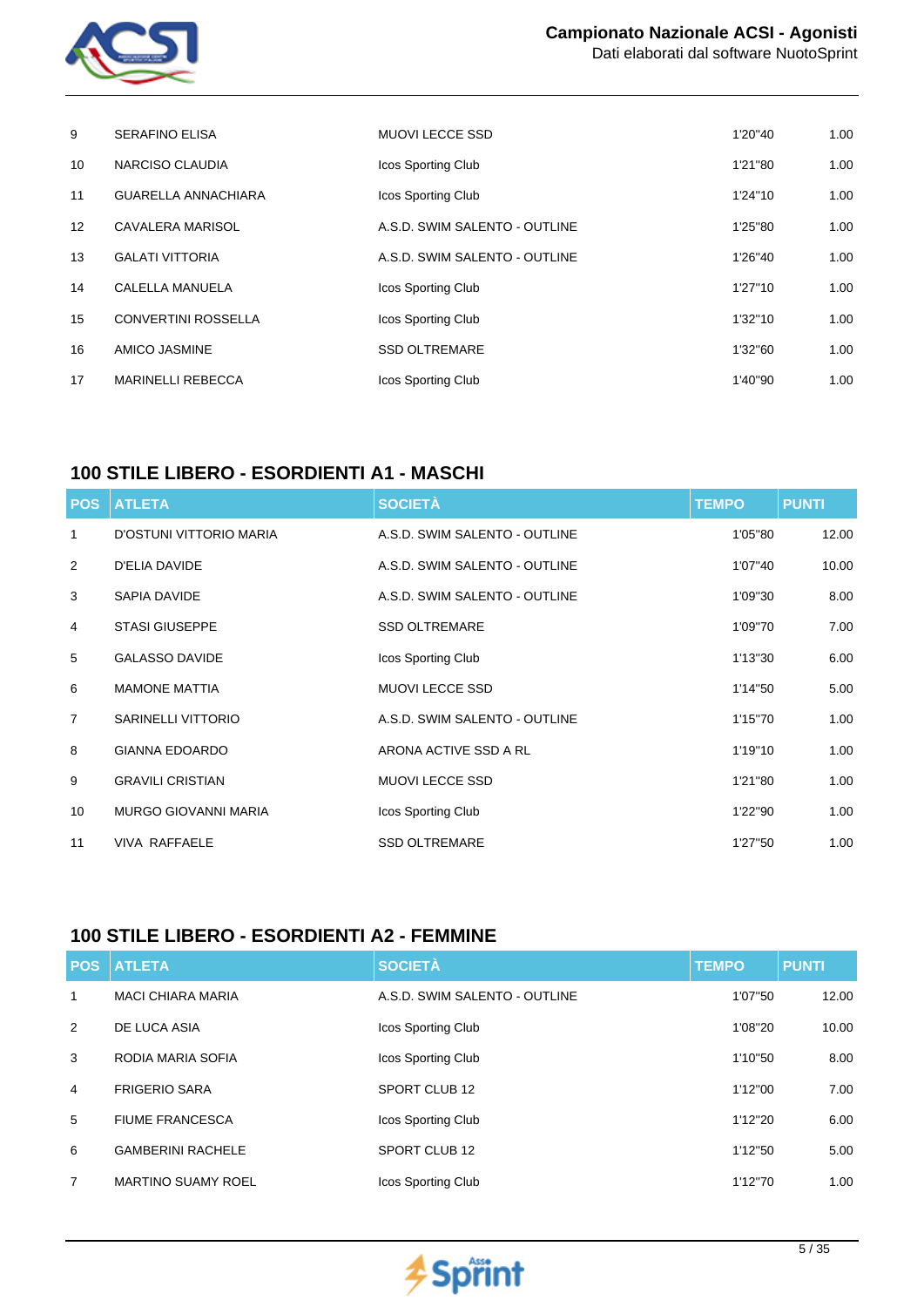| | | | | |
|---|---|---|---|---|
| 9 | SERAFINO ELISA | MUOVI LECCE SSD | 1'20"40 | 1.00 |
| 10 | NARCISO CLAUDIA | Icos Sporting Club | 1'21"80 | 1.00 |
| 11 | GUARELLA ANNACHIARA | Icos Sporting Club | 1'24"10 | 1.00 |
| 12 | CAVALERA MARISOL | A.S.D. SWIM SALENTO - OUTLINE | 1'25"80 | 1.00 |
| 13 | GALATI VITTORIA | A.S.D. SWIM SALENTO - OUTLINE | 1'26"40 | 1.00 |
| 14 | CALELLA MANUELA | Icos Sporting Club | 1'27"10 | 1.00 |
| 15 | CONVERTINI ROSSELLA | Icos Sporting Club | 1'32"10 | 1.00 |
| 16 | AMICO JASMINE | SSD OLTREMARE | 1'32"60 | 1.00 |
| 17 | MARINELLI REBECCA | Icos Sporting Club | 1'40"90 | 1.00 |

## 100 STILE LIBERO - ESORDIENTI A1 - MASCHI

| POS | ATLETA | SOCIETÀ | TEMPO | PUNTI |
|---|---|---|---|---|
| 1 | D'OSTUNI VITTORIO MARIA | A.S.D. SWIM SALENTO - OUTLINE | 1'05"80 | 12.00 |
| 2 | D'ELIA DAVIDE | A.S.D. SWIM SALENTO - OUTLINE | 1'07"40 | 10.00 |
| 3 | SAPIA DAVIDE | A.S.D. SWIM SALENTO - OUTLINE | 1'09"30 | 8.00 |
| 4 | STASI GIUSEPPE | SSD OLTREMARE | 1'09"70 | 7.00 |
| 5 | GALASSO DAVIDE | Icos Sporting Club | 1'13"30 | 6.00 |
| 6 | MAMONE MATTIA | MUOVI LECCE SSD | 1'14"50 | 5.00 |
| 7 | SARINELLI VITTORIO | A.S.D. SWIM SALENTO - OUTLINE | 1'15"70 | 1.00 |
| 8 | GIANNA EDOARDO | ARONA ACTIVE SSD A RL | 1'19"10 | 1.00 |
| 9 | GRAVILI CRISTIAN | MUOVI LECCE SSD | 1'21"80 | 1.00 |
| 10 | MURGO GIOVANNI MARIA | Icos Sporting Club | 1'22"90 | 1.00 |
| 11 | VIVA RAFFAELE | SSD OLTREMARE | 1'27"50 | 1.00 |

## 100 STILE LIBERO - ESORDIENTI A2 - FEMMINE

| POS | ATLETA | SOCIETÀ | TEMPO | PUNTI |
|---|---|---|---|---|
| 1 | MACI CHIARA MARIA | A.S.D. SWIM SALENTO - OUTLINE | 1'07"50 | 12.00 |
| 2 | DE LUCA ASIA | Icos Sporting Club | 1'08"20 | 10.00 |
| 3 | RODIA MARIA SOFIA | Icos Sporting Club | 1'10"50 | 8.00 |
| 4 | FRIGERIO SARA | SPORT CLUB 12 | 1'12"00 | 7.00 |
| 5 | FIUME FRANCESCA | Icos Sporting Club | 1'12"20 | 6.00 |
| 6 | GAMBERINI RACHELE | SPORT CLUB 12 | 1'12"50 | 5.00 |
| 7 | MARTINO SUAMY ROEL | Icos Sporting Club | 1'12"70 | 1.00 |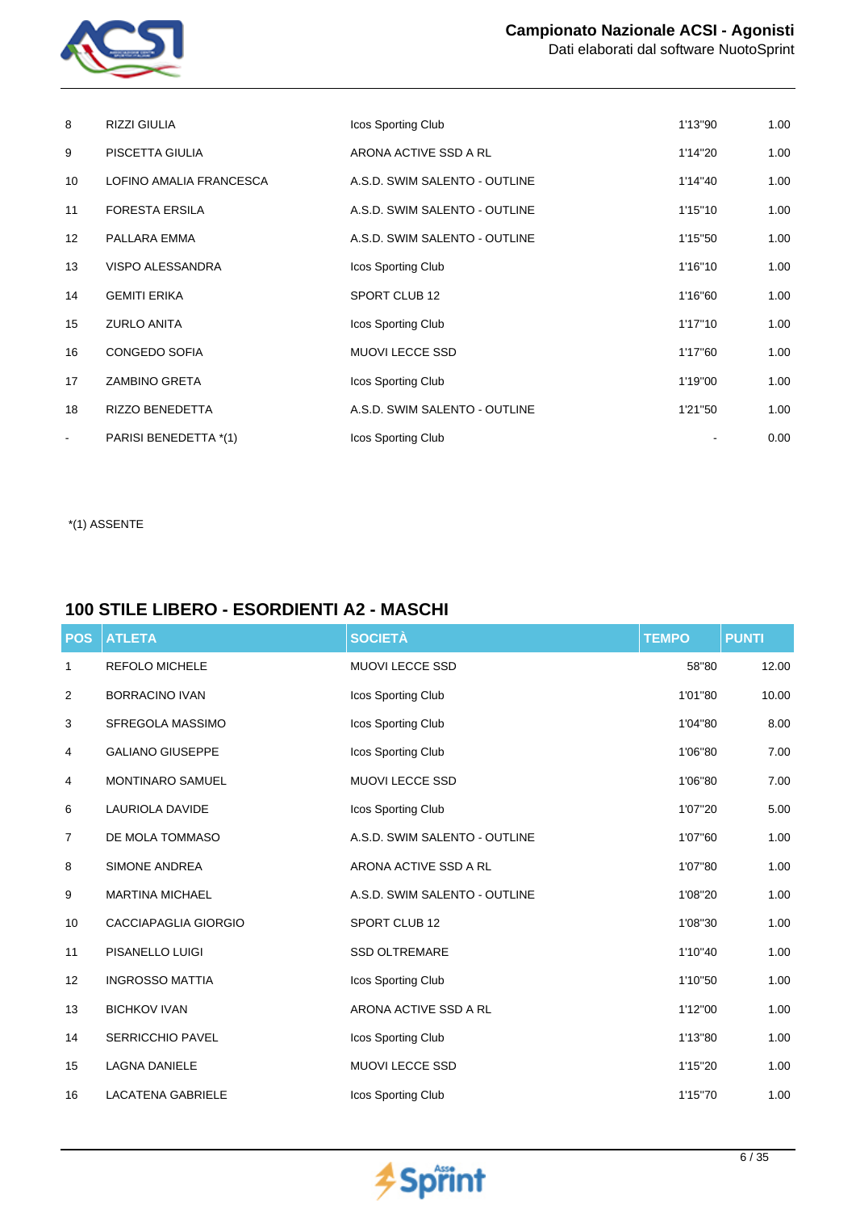| POS | ATLETA | SOCIETÀ | TEMPO | PUNTI |
|---|---|---|---|---|
| 8 | RIZZI GIULIA | Icos Sporting Club | 1'13"90 | 1.00 |
| 9 | PISCETTA GIULIA | ARONA ACTIVE SSD A RL | 1'14"20 | 1.00 |
| 10 | LOFINO AMALIA FRANCESCA | A.S.D. SWIM SALENTO - OUTLINE | 1'14"40 | 1.00 |
| 11 | FORESTA ERSILA | A.S.D. SWIM SALENTO - OUTLINE | 1'15"10 | 1.00 |
| 12 | PALLARA EMMA | A.S.D. SWIM SALENTO - OUTLINE | 1'15"50 | 1.00 |
| 13 | VISPO ALESSANDRA | Icos Sporting Club | 1'16"10 | 1.00 |
| 14 | GEMITI ERIKA | SPORT CLUB 12 | 1'16"60 | 1.00 |
| 15 | ZURLO ANITA | Icos Sporting Club | 1'17"10 | 1.00 |
| 16 | CONGEDO SOFIA | MUOVI LECCE SSD | 1'17"60 | 1.00 |
| 17 | ZAMBINO GRETA | Icos Sporting Club | 1'19"00 | 1.00 |
| 18 | RIZZO BENEDETTA | A.S.D. SWIM SALENTO - OUTLINE | 1'21"50 | 1.00 |
| - | PARISI BENEDETTA *(1) | Icos Sporting Club | - | 0.00 |

*(1) ASSENTE

## 100 STILE LIBERO - ESORDIENTI A2 - MASCHI

| POS | ATLETA | SOCIETÀ | TEMPO | PUNTI |
|---|---|---|---|---|
| 1 | REFOLO MICHELE | MUOVI LECCE SSD | 58"80 | 12.00 |
| 2 | BORRACINO IVAN | Icos Sporting Club | 1'01"80 | 10.00 |
| 3 | SFREGOLA MASSIMO | Icos Sporting Club | 1'04"80 | 8.00 |
| 4 | GALIANO GIUSEPPE | Icos Sporting Club | 1'06"80 | 7.00 |
| 4 | MONTINARO SAMUEL | MUOVI LECCE SSD | 1'06"80 | 7.00 |
| 6 | LAURIOLA DAVIDE | Icos Sporting Club | 1'07"20 | 5.00 |
| 7 | DE MOLA TOMMASO | A.S.D. SWIM SALENTO - OUTLINE | 1'07"60 | 1.00 |
| 8 | SIMONE ANDREA | ARONA ACTIVE SSD A RL | 1'07"80 | 1.00 |
| 9 | MARTINA MICHAEL | A.S.D. SWIM SALENTO - OUTLINE | 1'08"20 | 1.00 |
| 10 | CACCIAPAGLIA GIORGIO | SPORT CLUB 12 | 1'08"30 | 1.00 |
| 11 | PISANELLO LUIGI | SSD OLTREMARE | 1'10"40 | 1.00 |
| 12 | INGROSSO MATTIA | Icos Sporting Club | 1'10"50 | 1.00 |
| 13 | BICHKOV IVAN | ARONA ACTIVE SSD A RL | 1'12"00 | 1.00 |
| 14 | SERRICCHIO PAVEL | Icos Sporting Club | 1'13"80 | 1.00 |
| 15 | LAGNA DANIELE | MUOVI LECCE SSD | 1'15"20 | 1.00 |
| 16 | LACATENA GABRIELE | Icos Sporting Club | 1'15"70 | 1.00 |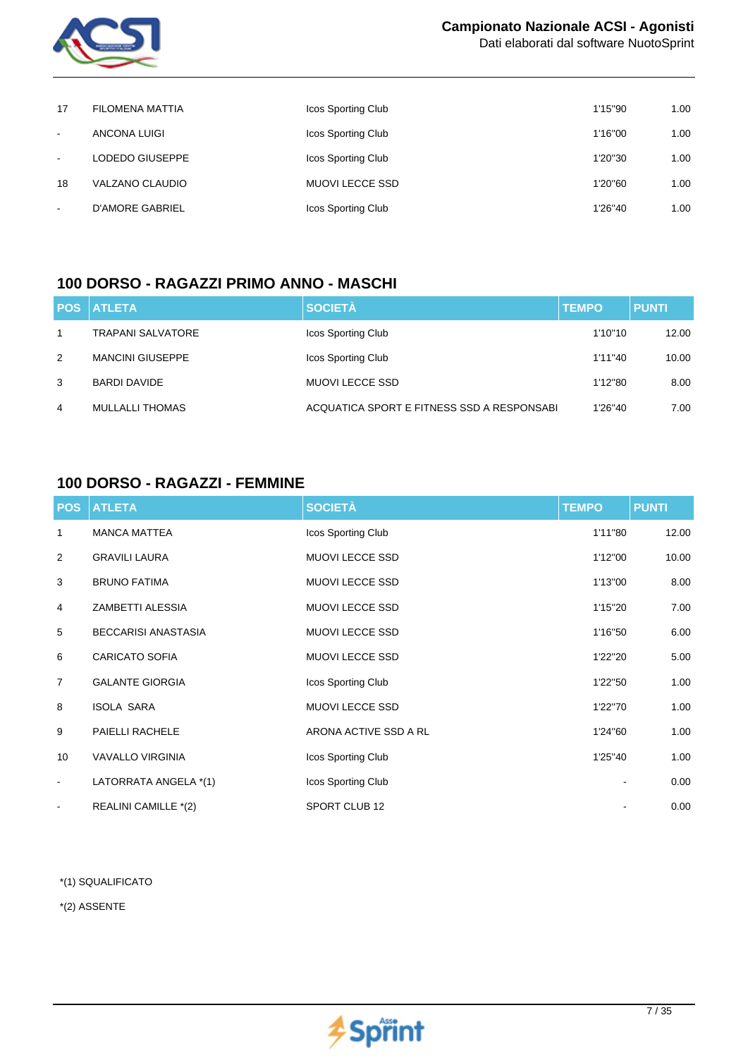| POS | ATLETA | SOCIETÀ | TEMPO | PUNTI |
|---|---|---|---|---|
| 17 | FILOMENA MATTIA | Icos Sporting Club | 1'15"90 | 1.00 |
| - | ANCONA LUIGI | Icos Sporting Club | 1'16"00 | 1.00 |
| - | LODEDO GIUSEPPE | Icos Sporting Club | 1'20"30 | 1.00 |
| 18 | VALZANO CLAUDIO | MUOVI LECCE SSD | 1'20"60 | 1.00 |
| - | D'AMORE GABRIEL | Icos Sporting Club | 1'26"40 | 1.00 |

## 100 DORSO - RAGAZZI PRIMO ANNO - MASCHI

| POS | ATLETA | SOCIETÀ | TEMPO | PUNTI |
|---|---|---|---|---|
| 1 | TRAPANI SALVATORE | Icos Sporting Club | 1'10"10 | 12.00 |
| 2 | MANCINI GIUSEPPE | Icos Sporting Club | 1'11"40 | 10.00 |
| 3 | BARDI DAVIDE | MUOVI LECCE SSD | 1'12"80 | 8.00 |
| 4 | MULLALLI THOMAS | ACQUATICA SPORT E FITNESS SSD A RESPONSABI | 1'26"40 | 7.00 |

## 100 DORSO - RAGAZZI - FEMMINE

| POS | ATLETA | SOCIETÀ | TEMPO | PUNTI |
|---|---|---|---|---|
| 1 | MANCA MATTEA | Icos Sporting Club | 1'11"80 | 12.00 |
| 2 | GRAVILI LAURA | MUOVI LECCE SSD | 1'12"00 | 10.00 |
| 3 | BRUNO FATIMA | MUOVI LECCE SSD | 1'13"00 | 8.00 |
| 4 | ZAMBETTI ALESSIA | MUOVI LECCE SSD | 1'15"20 | 7.00 |
| 5 | BECCARISI ANASTASIA | MUOVI LECCE SSD | 1'16"50 | 6.00 |
| 6 | CARICATO SOFIA | MUOVI LECCE SSD | 1'22"20 | 5.00 |
| 7 | GALANTE GIORGIA | Icos Sporting Club | 1'22"50 | 1.00 |
| 8 | ISOLA SARA | MUOVI LECCE SSD | 1'22"70 | 1.00 |
| 9 | PAIELLI RACHELE | ARONA ACTIVE SSD A RL | 1'24"60 | 1.00 |
| 10 | VAVALLO VIRGINIA | Icos Sporting Club | 1'25"40 | 1.00 |
| - | LATORRATA ANGELA *(1) | Icos Sporting Club | - | 0.00 |
| - | REALINI CAMILLE *(2) | SPORT CLUB 12 | - | 0.00 |

*(1) SQUALIFICATO

*(2) ASSENTE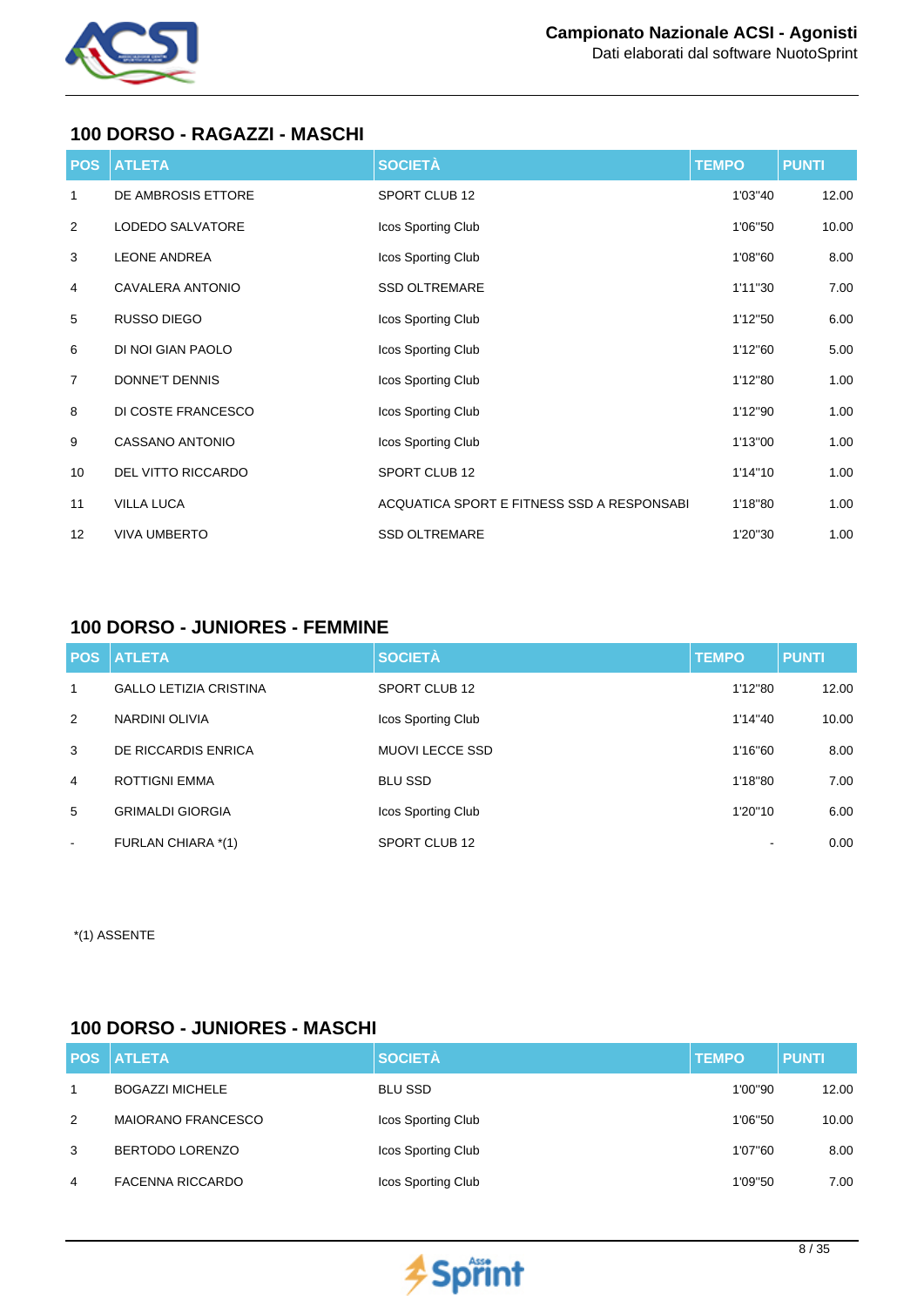## 100 DORSO - RAGAZZI - MASCHI

| POS | ATLETA | SOCIETÀ | TEMPO | PUNTI |
|---|---|---|---|---|
| 1 | DE AMBROSIS ETTORE | SPORT CLUB 12 | 1'03"40 | 12.00 |
| 2 | LODEDO SALVATORE | Icos Sporting Club | 1'06"50 | 10.00 |
| 3 | LEONE ANDREA | Icos Sporting Club | 1'08"60 | 8.00 |
| 4 | CAVALERA ANTONIO | SSD OLTREMARE | 1'11"30 | 7.00 |
| 5 | RUSSO DIEGO | Icos Sporting Club | 1'12"50 | 6.00 |
| 6 | DI NOI GIAN PAOLO | Icos Sporting Club | 1'12"60 | 5.00 |
| 7 | DONNE'T DENNIS | Icos Sporting Club | 1'12"80 | 1.00 |
| 8 | DI COSTE FRANCESCO | Icos Sporting Club | 1'12"90 | 1.00 |
| 9 | CASSANO ANTONIO | Icos Sporting Club | 1'13"00 | 1.00 |
| 10 | DEL VITTO RICCARDO | SPORT CLUB 12 | 1'14"10 | 1.00 |
| 11 | VILLA LUCA | ACQUATICA SPORT E FITNESS SSD A RESPONSABI | 1'18"80 | 1.00 |
| 12 | VIVA UMBERTO | SSD OLTREMARE | 1'20"30 | 1.00 |

## 100 DORSO - JUNIORES - FEMMINE

| POS | ATLETA | SOCIETÀ | TEMPO | PUNTI |
|---|---|---|---|---|
| 1 | GALLO LETIZIA CRISTINA | SPORT CLUB 12 | 1'12"80 | 12.00 |
| 2 | NARDINI OLIVIA | Icos Sporting Club | 1'14"40 | 10.00 |
| 3 | DE RICCARDIS ENRICA | MUOVI LECCE SSD | 1'16"60 | 8.00 |
| 4 | ROTTIGNI EMMA | BLU SSD | 1'18"80 | 7.00 |
| 5 | GRIMALDI GIORGIA | Icos Sporting Club | 1'20"10 | 6.00 |
| - | FURLAN CHIARA *(1) | SPORT CLUB 12 | - | 0.00 |

*(1) ASSENTE

## 100 DORSO - JUNIORES - MASCHI

| POS | ATLETA | SOCIETÀ | TEMPO | PUNTI |
|---|---|---|---|---|
| 1 | BOGAZZI MICHELE | BLU SSD | 1'00"90 | 12.00 |
| 2 | MAIORANO FRANCESCO | Icos Sporting Club | 1'06"50 | 10.00 |
| 3 | BERTODO LORENZO | Icos Sporting Club | 1'07"60 | 8.00 |
| 4 | FACENNA RICCARDO | Icos Sporting Club | 1'09"50 | 7.00 |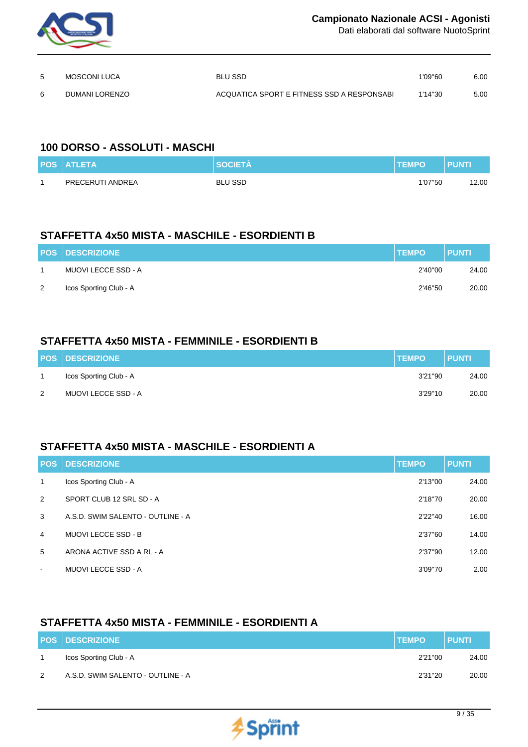| POS | ATLETA | SOCIETÀ | TEMPO | PUNTI |
|---|---|---|---|---|
| 5 | MOSCONI LUCA | BLU SSD | 1'09"60 | 6.00 |
| 6 | DUMANI LORENZO | ACQUATICA SPORT E FITNESS SSD A RESPONSABI | 1'14"30 | 5.00 |

## 100 DORSO - ASSOLUTI - MASCHI

| POS | ATLETA | SOCIETÀ | TEMPO | PUNTI |
|---|---|---|---|---|
| 1 | PRECERUTI ANDREA | BLU SSD | 1'07"50 | 12.00 |

## STAFFETTA 4x50 MISTA - MASCHILE - ESORDIENTI B

| POS | DESCRIZIONE | TEMPO | PUNTI |
|---|---|---|---|
| 1 | MUOVI LECCE SSD - A | 2'40"00 | 24.00 |
| 2 | Icos Sporting Club - A | 2'46"50 | 20.00 |

## STAFFETTA 4x50 MISTA - FEMMINILE - ESORDIENTI B

| POS | DESCRIZIONE | TEMPO | PUNTI |
|---|---|---|---|
| 1 | Icos Sporting Club - A | 3'21"90 | 24.00 |
| 2 | MUOVI LECCE SSD - A | 3'29"10 | 20.00 |

## STAFFETTA 4x50 MISTA - MASCHILE - ESORDIENTI A

| POS | DESCRIZIONE | TEMPO | PUNTI |
|---|---|---|---|
| 1 | Icos Sporting Club - A | 2'13"00 | 24.00 |
| 2 | SPORT CLUB 12 SRL SD - A | 2'18"70 | 20.00 |
| 3 | A.S.D. SWIM SALENTO - OUTLINE - A | 2'22"40 | 16.00 |
| 4 | MUOVI LECCE SSD - B | 2'37"60 | 14.00 |
| 5 | ARONA ACTIVE SSD A RL - A | 2'37"90 | 12.00 |
| - | MUOVI LECCE SSD - A | 3'09"70 | 2.00 |

## STAFFETTA 4x50 MISTA - FEMMINILE - ESORDIENTI A

| POS | DESCRIZIONE | TEMPO | PUNTI |
|---|---|---|---|
| 1 | Icos Sporting Club - A | 2'21"00 | 24.00 |
| 2 | A.S.D. SWIM SALENTO - OUTLINE - A | 2'31"20 | 20.00 |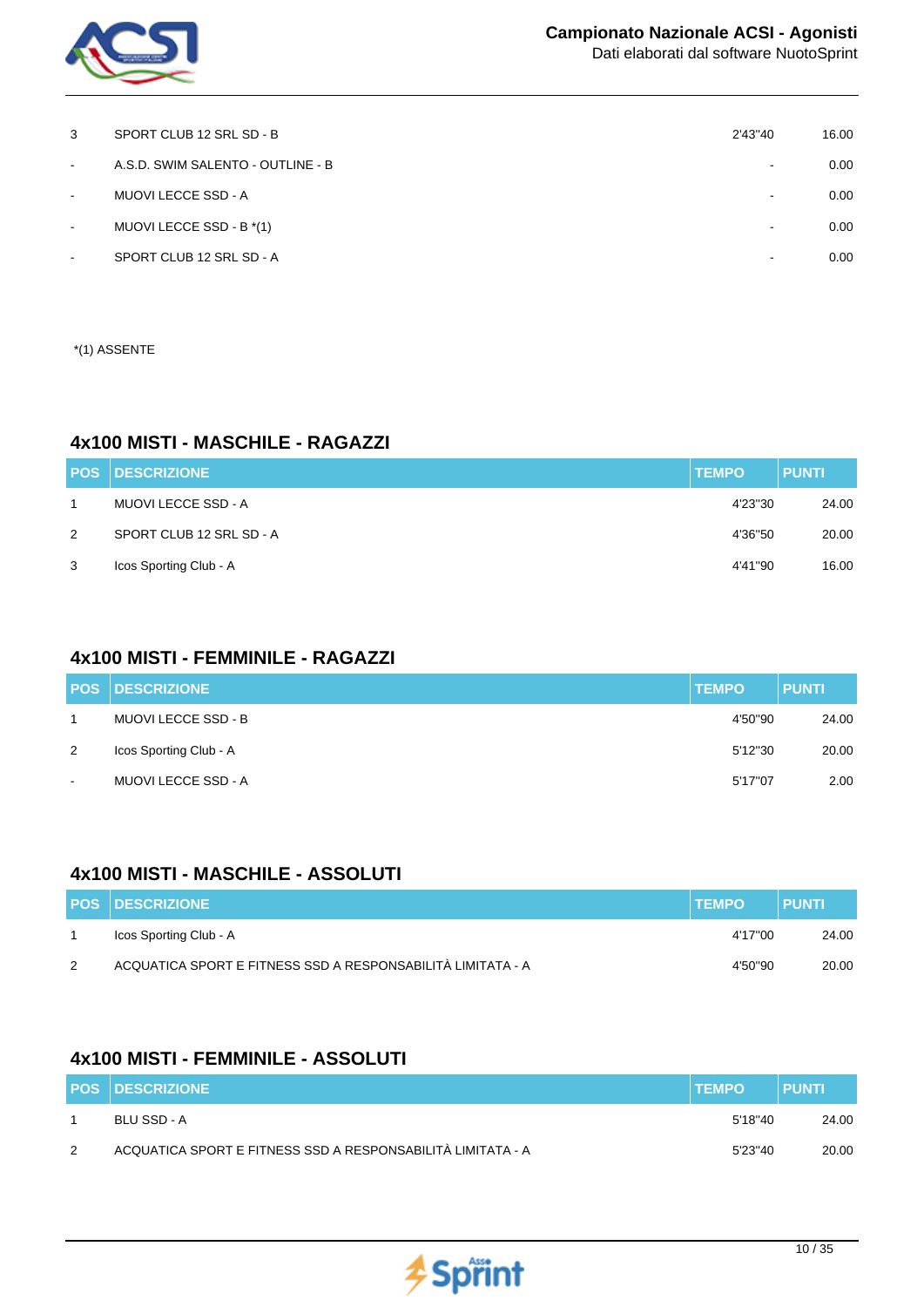| POS | DESCRIZIONE | TEMPO | PUNTI |
|---|---|---|---|
| 3 | SPORT CLUB 12 SRL SD - B | 2'43"40 | 16.00 |
| - | A.S.D. SWIM SALENTO - OUTLINE - B | - | 0.00 |
| - | MUOVI LECCE SSD - A | - | 0.00 |
| - | MUOVI LECCE SSD - B *(1) | - | 0.00 |
| - | SPORT CLUB 12 SRL SD - A | - | 0.00 |

*(1) ASSENTE

## 4x100 MISTI - MASCHILE - RAGAZZI

| POS | DESCRIZIONE | TEMPO | PUNTI |
|---|---|---|---|
| 1 | MUOVI LECCE SSD - A | 4'23"30 | 24.00 |
| 2 | SPORT CLUB 12 SRL SD - A | 4'36"50 | 20.00 |
| 3 | Icos Sporting Club - A | 4'41"90 | 16.00 |

## 4x100 MISTI - FEMMINILE - RAGAZZI

| POS | DESCRIZIONE | TEMPO | PUNTI |
|---|---|---|---|
| 1 | MUOVI LECCE SSD - B | 4'50"90 | 24.00 |
| 2 | Icos Sporting Club - A | 5'12"30 | 20.00 |
| - | MUOVI LECCE SSD - A | 5'17"07 | 2.00 |

## 4x100 MISTI - MASCHILE - ASSOLUTI

| POS | DESCRIZIONE | TEMPO | PUNTI |
|---|---|---|---|
| 1 | Icos Sporting Club - A | 4'17"00 | 24.00 |
| 2 | ACQUATICA SPORT E FITNESS SSD A RESPONSABILITÀ LIMITATA - A | 4'50"90 | 20.00 |

## 4x100 MISTI - FEMMINILE - ASSOLUTI

| POS | DESCRIZIONE | TEMPO | PUNTI |
|---|---|---|---|
| 1 | BLU SSD - A | 5'18"40 | 24.00 |
| 2 | ACQUATICA SPORT E FITNESS SSD A RESPONSABILITÀ LIMITATA - A | 5'23"40 | 20.00 |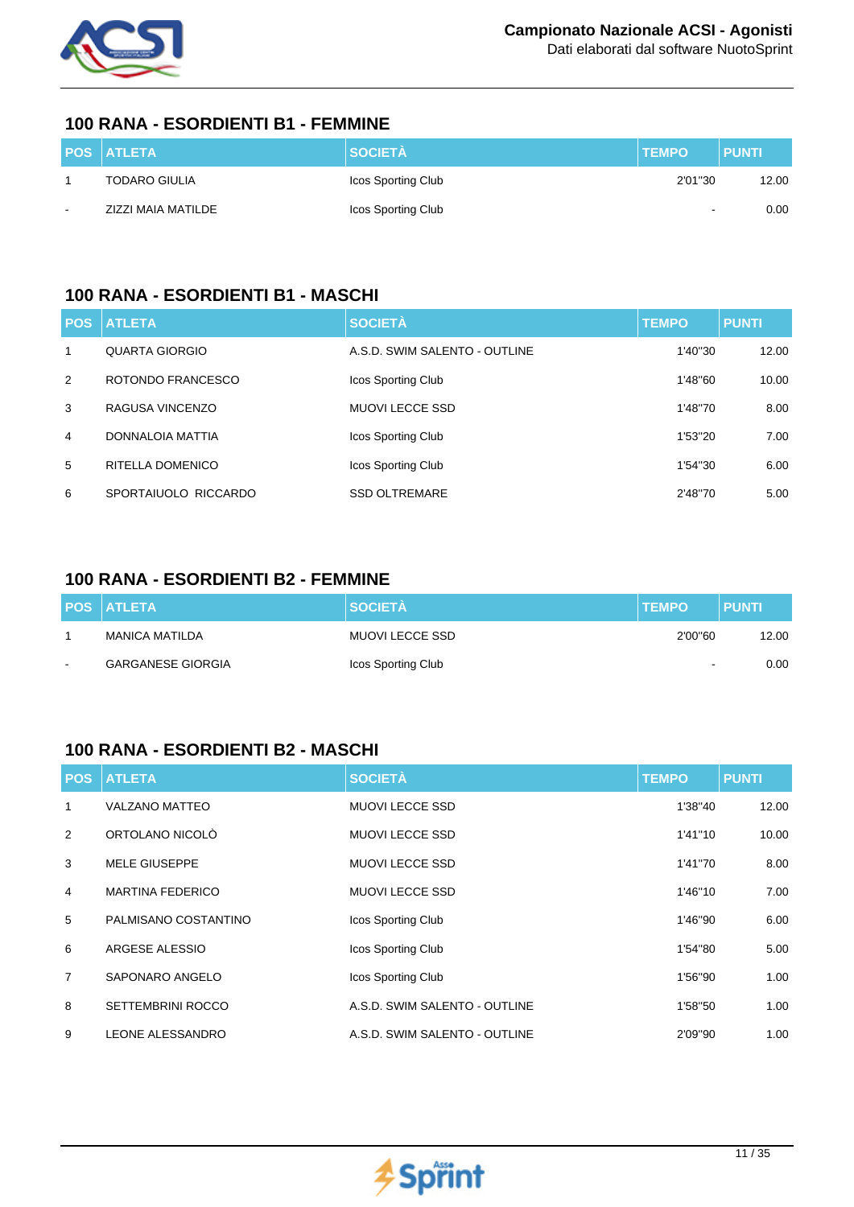## 100 RANA - ESORDIENTI B1 - FEMMINE

| POS | ATLETA | SOCIETÀ | TEMPO | PUNTI |
|---|---|---|---|---|
| 1 | TODARO GIULIA | Icos Sporting Club | 2'01''30 | 12.00 |
| - | ZIZZI MAIA MATILDE | Icos Sporting Club | - | 0.00 |

## 100 RANA - ESORDIENTI B1 - MASCHI

| POS | ATLETA | SOCIETÀ | TEMPO | PUNTI |
|---|---|---|---|---|
| 1 | QUARTA GIORGIO | A.S.D. SWIM SALENTO - OUTLINE | 1'40''30 | 12.00 |
| 2 | ROTONDO FRANCESCO | Icos Sporting Club | 1'48''60 | 10.00 |
| 3 | RAGUSA VINCENZO | MUOVI LECCE SSD | 1'48''70 | 8.00 |
| 4 | DONNALOIA MATTIA | Icos Sporting Club | 1'53''20 | 7.00 |
| 5 | RITELLA DOMENICO | Icos Sporting Club | 1'54''30 | 6.00 |
| 6 | SPORTAIUOLO RICCARDO | SSD OLTREMARE | 2'48''70 | 5.00 |

## 100 RANA - ESORDIENTI B2 - FEMMINE

| POS | ATLETA | SOCIETÀ | TEMPO | PUNTI |
|---|---|---|---|---|
| 1 | MANICA MATILDA | MUOVI LECCE SSD | 2'00''60 | 12.00 |
| - | GARGANESE GIORGIA | Icos Sporting Club | - | 0.00 |

## 100 RANA - ESORDIENTI B2 - MASCHI

| POS | ATLETA | SOCIETÀ | TEMPO | PUNTI |
|---|---|---|---|---|
| 1 | VALZANO MATTEO | MUOVI LECCE SSD | 1'38''40 | 12.00 |
| 2 | ORTOLANO NICOLÒ | MUOVI LECCE SSD | 1'41''10 | 10.00 |
| 3 | MELE GIUSEPPE | MUOVI LECCE SSD | 1'41''70 | 8.00 |
| 4 | MARTINA FEDERICO | MUOVI LECCE SSD | 1'46''10 | 7.00 |
| 5 | PALMISANO COSTANTINO | Icos Sporting Club | 1'46''90 | 6.00 |
| 6 | ARGESE ALESSIO | Icos Sporting Club | 1'54''80 | 5.00 |
| 7 | SAPONARO ANGELO | Icos Sporting Club | 1'56''90 | 1.00 |
| 8 | SETTEMBRINI ROCCO | A.S.D. SWIM SALENTO - OUTLINE | 1'58''50 | 1.00 |
| 9 | LEONE ALESSANDRO | A.S.D. SWIM SALENTO - OUTLINE | 2'09''90 | 1.00 |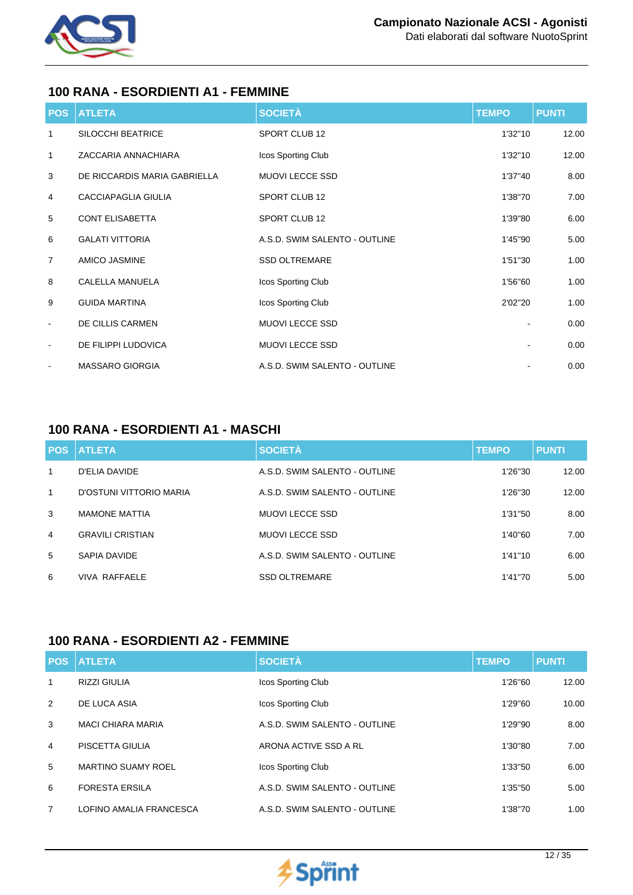## 100 RANA - ESORDIENTI A1 - FEMMINE

| POS | ATLETA | SOCIETÀ | TEMPO | PUNTI |
|---|---|---|---|---|
| 1 | SILOCCHI BEATRICE | SPORT CLUB 12 | 1'32"10 | 12.00 |
| 1 | ZACCARIA ANNACHIARA | Icos Sporting Club | 1'32"10 | 12.00 |
| 3 | DE RICCARDIS MARIA GABRIELLA | MUOVI LECCE SSD | 1'37"40 | 8.00 |
| 4 | CACCIAPAGLIA GIULIA | SPORT CLUB 12 | 1'38"70 | 7.00 |
| 5 | CONT ELISABETTA | SPORT CLUB 12 | 1'39"80 | 6.00 |
| 6 | GALATI VITTORIA | A.S.D. SWIM SALENTO - OUTLINE | 1'45"90 | 5.00 |
| 7 | AMICO JASMINE | SSD OLTREMARE | 1'51"30 | 1.00 |
| 8 | CALELLA MANUELA | Icos Sporting Club | 1'56"60 | 1.00 |
| 9 | GUIDA MARTINA | Icos Sporting Club | 2'02"20 | 1.00 |
| - | DE CILLIS CARMEN | MUOVI LECCE SSD | - | 0.00 |
| - | DE FILIPPI LUDOVICA | MUOVI LECCE SSD | - | 0.00 |
| - | MASSARO GIORGIA | A.S.D. SWIM SALENTO - OUTLINE | - | 0.00 |

## 100 RANA - ESORDIENTI A1 - MASCHI

| POS | ATLETA | SOCIETÀ | TEMPO | PUNTI |
|---|---|---|---|---|
| 1 | D'ELIA DAVIDE | A.S.D. SWIM SALENTO - OUTLINE | 1'26"30 | 12.00 |
| 1 | D'OSTUNI VITTORIO MARIA | A.S.D. SWIM SALENTO - OUTLINE | 1'26"30 | 12.00 |
| 3 | MAMONE MATTIA | MUOVI LECCE SSD | 1'31"50 | 8.00 |
| 4 | GRAVILI CRISTIAN | MUOVI LECCE SSD | 1'40"60 | 7.00 |
| 5 | SAPIA DAVIDE | A.S.D. SWIM SALENTO - OUTLINE | 1'41"10 | 6.00 |
| 6 | VIVA RAFFAELE | SSD OLTREMARE | 1'41"70 | 5.00 |

## 100 RANA - ESORDIENTI A2 - FEMMINE

| POS | ATLETA | SOCIETÀ | TEMPO | PUNTI |
|---|---|---|---|---|
| 1 | RIZZI GIULIA | Icos Sporting Club | 1'26"60 | 12.00 |
| 2 | DE LUCA ASIA | Icos Sporting Club | 1'29"60 | 10.00 |
| 3 | MACI CHIARA MARIA | A.S.D. SWIM SALENTO - OUTLINE | 1'29"90 | 8.00 |
| 4 | PISCETTA GIULIA | ARONA ACTIVE SSD A RL | 1'30"80 | 7.00 |
| 5 | MARTINO SUAMY ROEL | Icos Sporting Club | 1'33"50 | 6.00 |
| 6 | FORESTA ERSILA | A.S.D. SWIM SALENTO - OUTLINE | 1'35"50 | 5.00 |
| 7 | LOFINO AMALIA FRANCESCA | A.S.D. SWIM SALENTO - OUTLINE | 1'38"70 | 1.00 |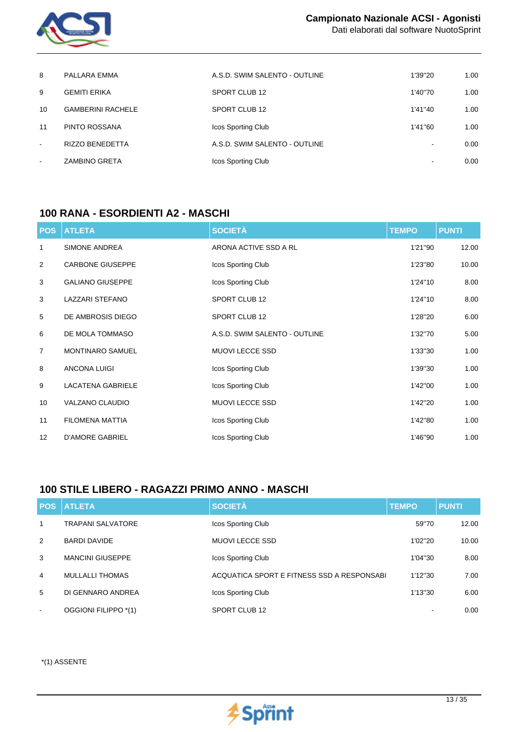| | | | | |
|---|---|---|---|---|
| 8 | PALLARA EMMA | A.S.D. SWIM SALENTO - OUTLINE | 1'39"20 | 1.00 |
| 9 | GEMITI ERIKA | SPORT CLUB 12 | 1'40"70 | 1.00 |
| 10 | GAMBERINI RACHELE | SPORT CLUB 12 | 1'41"40 | 1.00 |
| 11 | PINTO ROSSANA | Icos Sporting Club | 1'41"60 | 1.00 |
| - | RIZZO BENEDETTA | A.S.D. SWIM SALENTO - OUTLINE | - | 0.00 |
| - | ZAMBINO GRETA | Icos Sporting Club | - | 0.00 |

## 100 RANA - ESORDIENTI A2 - MASCHI

| POS | ATLETA | SOCIETÀ | TEMPO | PUNTI |
|---|---|---|---|---|
| 1 | SIMONE ANDREA | ARONA ACTIVE SSD A RL | 1'21"90 | 12.00 |
| 2 | CARBONE GIUSEPPE | Icos Sporting Club | 1'23"80 | 10.00 |
| 3 | GALIANO GIUSEPPE | Icos Sporting Club | 1'24"10 | 8.00 |
| 3 | LAZZARI STEFANO | SPORT CLUB 12 | 1'24"10 | 8.00 |
| 5 | DE AMBROSIS DIEGO | SPORT CLUB 12 | 1'28"20 | 6.00 |
| 6 | DE MOLA TOMMASO | A.S.D. SWIM SALENTO - OUTLINE | 1'32"70 | 5.00 |
| 7 | MONTINARO SAMUEL | MUOVI LECCE SSD | 1'33"30 | 1.00 |
| 8 | ANCONA LUIGI | Icos Sporting Club | 1'39"30 | 1.00 |
| 9 | LACATENA GABRIELE | Icos Sporting Club | 1'42"00 | 1.00 |
| 10 | VALZANO CLAUDIO | MUOVI LECCE SSD | 1'42"20 | 1.00 |
| 11 | FILOMENA MATTIA | Icos Sporting Club | 1'42"80 | 1.00 |
| 12 | D'AMORE GABRIEL | Icos Sporting Club | 1'46"90 | 1.00 |

## 100 STILE LIBERO - RAGAZZI PRIMO ANNO - MASCHI

| POS | ATLETA | SOCIETÀ | TEMPO | PUNTI |
|---|---|---|---|---|
| 1 | TRAPANI SALVATORE | Icos Sporting Club | 59"70 | 12.00 |
| 2 | BARDI DAVIDE | MUOVI LECCE SSD | 1'02"20 | 10.00 |
| 3 | MANCINI GIUSEPPE | Icos Sporting Club | 1'04"30 | 8.00 |
| 4 | MULLALLI THOMAS | ACQUATICA SPORT E FITNESS SSD A RESPONSABI | 1'12"30 | 7.00 |
| 5 | DI GENNARO ANDREA | Icos Sporting Club | 1'13"30 | 6.00 |
| - | OGGIONI FILIPPO *(1) | SPORT CLUB 12 | - | 0.00 |

*(1) ASSENTE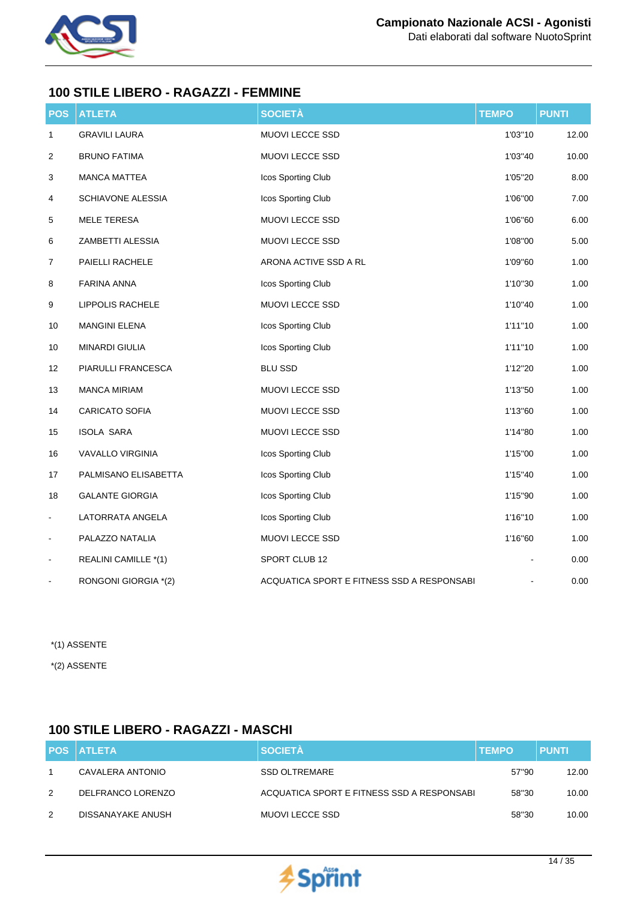## 100 STILE LIBERO - RAGAZZI - FEMMINE

| POS | ATLETA | SOCIETÀ | TEMPO | PUNTI |
|---|---|---|---|---|
| 1 | GRAVILI LAURA | MUOVI LECCE SSD | 1'03"10 | 12.00 |
| 2 | BRUNO FATIMA | MUOVI LECCE SSD | 1'03"40 | 10.00 |
| 3 | MANCA MATTEA | Icos Sporting Club | 1'05"20 | 8.00 |
| 4 | SCHIAVONE ALESSIA | Icos Sporting Club | 1'06"00 | 7.00 |
| 5 | MELE TERESA | MUOVI LECCE SSD | 1'06"60 | 6.00 |
| 6 | ZAMBETTI ALESSIA | MUOVI LECCE SSD | 1'08"00 | 5.00 |
| 7 | PAIELLI RACHELE | ARONA ACTIVE SSD A RL | 1'09"60 | 1.00 |
| 8 | FARINA ANNA | Icos Sporting Club | 1'10"30 | 1.00 |
| 9 | LIPPOLIS RACHELE | MUOVI LECCE SSD | 1'10"40 | 1.00 |
| 10 | MANGINI ELENA | Icos Sporting Club | 1'11"10 | 1.00 |
| 10 | MINARDI GIULIA | Icos Sporting Club | 1'11"10 | 1.00 |
| 12 | PIARULLI FRANCESCA | BLU SSD | 1'12"20 | 1.00 |
| 13 | MANCA MIRIAM | MUOVI LECCE SSD | 1'13"50 | 1.00 |
| 14 | CARICATO SOFIA | MUOVI LECCE SSD | 1'13"60 | 1.00 |
| 15 | ISOLA SARA | MUOVI LECCE SSD | 1'14"80 | 1.00 |
| 16 | VAVALLO VIRGINIA | Icos Sporting Club | 1'15"00 | 1.00 |
| 17 | PALMISANO ELISABETTA | Icos Sporting Club | 1'15"40 | 1.00 |
| 18 | GALANTE GIORGIA | Icos Sporting Club | 1'15"90 | 1.00 |
| - | LATORRATA ANGELA | Icos Sporting Club | 1'16"10 | 1.00 |
| - | PALAZZO NATALIA | MUOVI LECCE SSD | 1'16"60 | 1.00 |
| - | REALINI CAMILLE *(1) | SPORT CLUB 12 | - | 0.00 |
| - | RONGONI GIORGIA *(2) | ACQUATICA SPORT E FITNESS SSD A RESPONSABI | - | 0.00 |

*(1) ASSENTE

*(2) ASSENTE

## 100 STILE LIBERO - RAGAZZI - MASCHI

| POS | ATLETA | SOCIETÀ | TEMPO | PUNTI |
|---|---|---|---|---|
| 1 | CAVALERA ANTONIO | SSD OLTREMARE | 57"90 | 12.00 |
| 2 | DELFRANCO LORENZO | ACQUATICA SPORT E FITNESS SSD A RESPONSABI | 58"30 | 10.00 |
| 2 | DISSANAYAKE ANUSH | MUOVI LECCE SSD | 58"30 | 10.00 |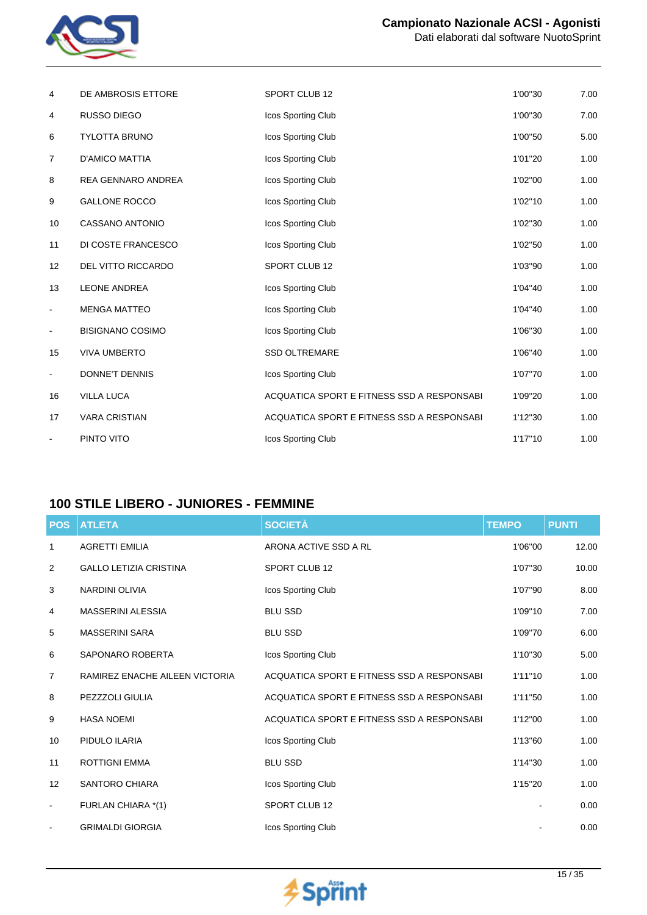| POS | ATLETA | SOCIETÀ | TEMPO | PUNTI |
|---|---|---|---|---|
| 4 | DE AMBROSIS ETTORE | SPORT CLUB 12 | 1'00"30 | 7.00 |
| 4 | RUSSO DIEGO | Icos Sporting Club | 1'00"30 | 7.00 |
| 6 | TYLOTTA BRUNO | Icos Sporting Club | 1'00"50 | 5.00 |
| 7 | D'AMICO MATTIA | Icos Sporting Club | 1'01"20 | 1.00 |
| 8 | REA GENNARO ANDREA | Icos Sporting Club | 1'02"00 | 1.00 |
| 9 | GALLONE ROCCO | Icos Sporting Club | 1'02"10 | 1.00 |
| 10 | CASSANO ANTONIO | Icos Sporting Club | 1'02"30 | 1.00 |
| 11 | DI COSTE FRANCESCO | Icos Sporting Club | 1'02"50 | 1.00 |
| 12 | DEL VITTO RICCARDO | SPORT CLUB 12 | 1'03"90 | 1.00 |
| 13 | LEONE ANDREA | Icos Sporting Club | 1'04"40 | 1.00 |
| - | MENGA MATTEO | Icos Sporting Club | 1'04"40 | 1.00 |
| - | BISIGNANO COSIMO | Icos Sporting Club | 1'06"30 | 1.00 |
| 15 | VIVA UMBERTO | SSD OLTREMARE | 1'06"40 | 1.00 |
| - | DONNE'T DENNIS | Icos Sporting Club | 1'07"70 | 1.00 |
| 16 | VILLA LUCA | ACQUATICA SPORT E FITNESS SSD A RESPONSABI | 1'09"20 | 1.00 |
| 17 | VARA CRISTIAN | ACQUATICA SPORT E FITNESS SSD A RESPONSABI | 1'12"30 | 1.00 |
| - | PINTO VITO | Icos Sporting Club | 1'17"10 | 1.00 |

## 100 STILE LIBERO - JUNIORES - FEMMINE

| POS | ATLETA | SOCIETÀ | TEMPO | PUNTI |
|---|---|---|---|---|
| 1 | AGRETTI EMILIA | ARONA ACTIVE SSD A RL | 1'06"00 | 12.00 |
| 2 | GALLO LETIZIA CRISTINA | SPORT CLUB 12 | 1'07"30 | 10.00 |
| 3 | NARDINI OLIVIA | Icos Sporting Club | 1'07"90 | 8.00 |
| 4 | MASSERINI ALESSIA | BLU SSD | 1'09"10 | 7.00 |
| 5 | MASSERINI SARA | BLU SSD | 1'09"70 | 6.00 |
| 6 | SAPONARO ROBERTA | Icos Sporting Club | 1'10"30 | 5.00 |
| 7 | RAMIREZ ENACHE AILEEN VICTORIA | ACQUATICA SPORT E FITNESS SSD A RESPONSABI | 1'11"10 | 1.00 |
| 8 | PEZZZOLI GIULIA | ACQUATICA SPORT E FITNESS SSD A RESPONSABI | 1'11"50 | 1.00 |
| 9 | HASA NOEMI | ACQUATICA SPORT E FITNESS SSD A RESPONSABI | 1'12"00 | 1.00 |
| 10 | PIDULO ILARIA | Icos Sporting Club | 1'13"60 | 1.00 |
| 11 | ROTTIGNI EMMA | BLU SSD | 1'14"30 | 1.00 |
| 12 | SANTORO CHIARA | Icos Sporting Club | 1'15"20 | 1.00 |
| - | FURLAN CHIARA *(1) | SPORT CLUB 12 | - | 0.00 |
| - | GRIMALDI GIORGIA | Icos Sporting Club | - | 0.00 |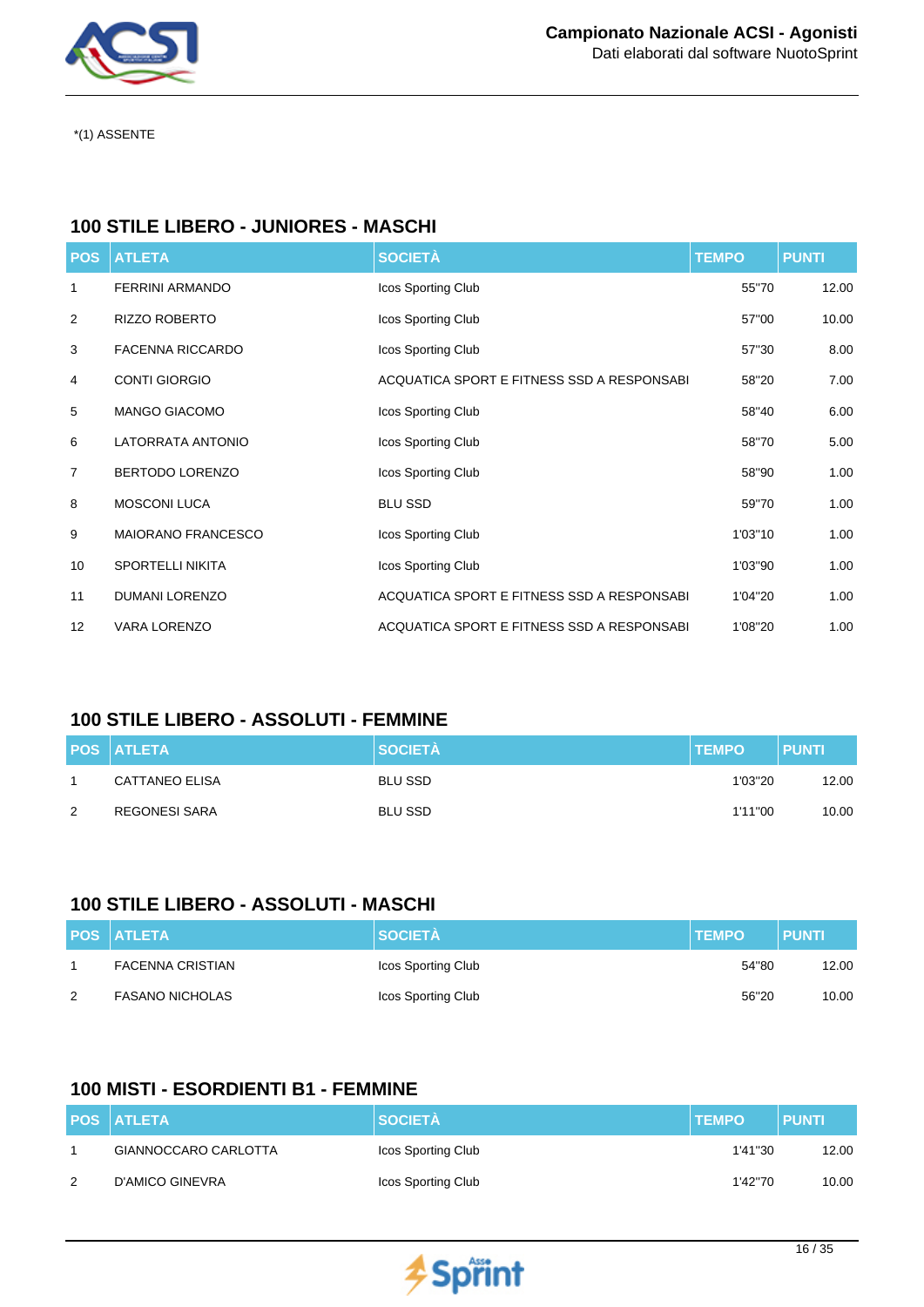*(1) ASSENTE

## 100 STILE LIBERO - JUNIORES - MASCHI

| POS | ATLETA | SOCIETÀ | TEMPO | PUNTI |
|---|---|---|---|---|
| 1 | FERRINI ARMANDO | Icos Sporting Club | 55"70 | 12.00 |
| 2 | RIZZO ROBERTO | Icos Sporting Club | 57"00 | 10.00 |
| 3 | FACENNA RICCARDO | Icos Sporting Club | 57"30 | 8.00 |
| 4 | CONTI GIORGIO | ACQUATICA SPORT E FITNESS SSD A RESPONSABI | 58"20 | 7.00 |
| 5 | MANGO GIACOMO | Icos Sporting Club | 58"40 | 6.00 |
| 6 | LATORRATA ANTONIO | Icos Sporting Club | 58"70 | 5.00 |
| 7 | BERTODO LORENZO | Icos Sporting Club | 58"90 | 1.00 |
| 8 | MOSCONI LUCA | BLU SSD | 59"70 | 1.00 |
| 9 | MAIORANO FRANCESCO | Icos Sporting Club | 1'03"10 | 1.00 |
| 10 | SPORTELLI NIKITA | Icos Sporting Club | 1'03"90 | 1.00 |
| 11 | DUMANI LORENZO | ACQUATICA SPORT E FITNESS SSD A RESPONSABI | 1'04"20 | 1.00 |
| 12 | VARA LORENZO | ACQUATICA SPORT E FITNESS SSD A RESPONSABI | 1'08"20 | 1.00 |

## 100 STILE LIBERO - ASSOLUTI - FEMMINE

| POS | ATLETA | SOCIETÀ | TEMPO | PUNTI |
|---|---|---|---|---|
| 1 | CATTANEO ELISA | BLU SSD | 1'03"20 | 12.00 |
| 2 | REGONESI SARA | BLU SSD | 1'11"00 | 10.00 |

## 100 STILE LIBERO - ASSOLUTI - MASCHI

| POS | ATLETA | SOCIETÀ | TEMPO | PUNTI |
|---|---|---|---|---|
| 1 | FACENNA CRISTIAN | Icos Sporting Club | 54"80 | 12.00 |
| 2 | FASANO NICHOLAS | Icos Sporting Club | 56"20 | 10.00 |

## 100 MISTI - ESORDIENTI B1 - FEMMINE

| POS | ATLETA | SOCIETÀ | TEMPO | PUNTI |
|---|---|---|---|---|
| 1 | GIANNOCCARO CARLOTTA | Icos Sporting Club | 1'41"30 | 12.00 |
| 2 | D'AMICO GINEVRA | Icos Sporting Club | 1'42"70 | 10.00 |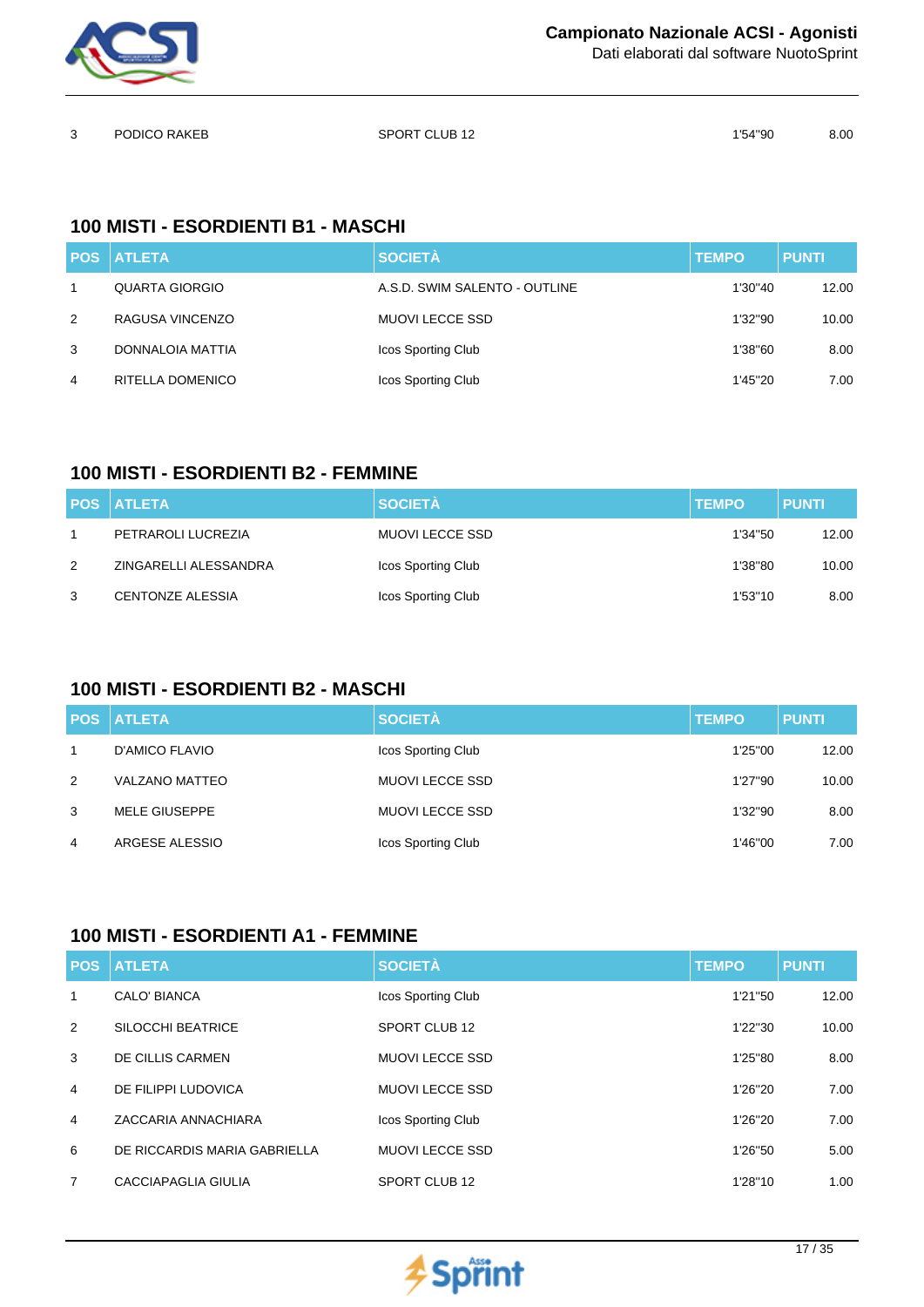| | | | | |
|---|---|---|---|---|
| 3 | PODICO RAKEB | SPORT CLUB 12 | 1'54"90 | 8.00 |

## 100 MISTI - ESORDIENTI B1 - MASCHI

| POS | ATLETA | SOCIETÀ | TEMPO | PUNTI |
|---|---|---|---|---|
| 1 | QUARTA GIORGIO | A.S.D. SWIM SALENTO - OUTLINE | 1'30"40 | 12.00 |
| 2 | RAGUSA VINCENZO | MUOVI LECCE SSD | 1'32"90 | 10.00 |
| 3 | DONNALOIA MATTIA | Icos Sporting Club | 1'38"60 | 8.00 |
| 4 | RITELLA DOMENICO | Icos Sporting Club | 1'45"20 | 7.00 |

## 100 MISTI - ESORDIENTI B2 - FEMMINE

| POS | ATLETA | SOCIETÀ | TEMPO | PUNTI |
|---|---|---|---|---|
| 1 | PETRAROLI LUCREZIA | MUOVI LECCE SSD | 1'34"50 | 12.00 |
| 2 | ZINGARELLI ALESSANDRA | Icos Sporting Club | 1'38"80 | 10.00 |
| 3 | CENTONZE ALESSIA | Icos Sporting Club | 1'53"10 | 8.00 |

## 100 MISTI - ESORDIENTI B2 - MASCHI

| POS | ATLETA | SOCIETÀ | TEMPO | PUNTI |
|---|---|---|---|---|
| 1 | D'AMICO FLAVIO | Icos Sporting Club | 1'25"00 | 12.00 |
| 2 | VALZANO MATTEO | MUOVI LECCE SSD | 1'27"90 | 10.00 |
| 3 | MELE GIUSEPPE | MUOVI LECCE SSD | 1'32"90 | 8.00 |
| 4 | ARGESE ALESSIO | Icos Sporting Club | 1'46"00 | 7.00 |

## 100 MISTI - ESORDIENTI A1 - FEMMINE

| POS | ATLETA | SOCIETÀ | TEMPO | PUNTI |
|---|---|---|---|---|
| 1 | CALO' BIANCA | Icos Sporting Club | 1'21"50 | 12.00 |
| 2 | SILOCCHI BEATRICE | SPORT CLUB 12 | 1'22"30 | 10.00 |
| 3 | DE CILLIS CARMEN | MUOVI LECCE SSD | 1'25"80 | 8.00 |
| 4 | DE FILIPPI LUDOVICA | MUOVI LECCE SSD | 1'26"20 | 7.00 |
| 4 | ZACCARIA ANNACHIARA | Icos Sporting Club | 1'26"20 | 7.00 |
| 6 | DE RICCARDIS MARIA GABRIELLA | MUOVI LECCE SSD | 1'26"50 | 5.00 |
| 7 | CACCIAPAGLIA GIULIA | SPORT CLUB 12 | 1'28"10 | 1.00 |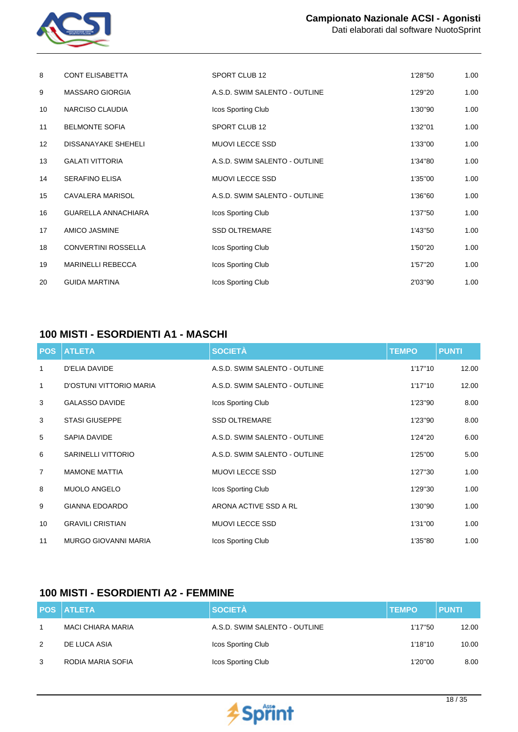| POS | ATLETA | SOCIETÀ | TEMPO | PUNTI |
|---|---|---|---|---|
| 8 | CONT ELISABETTA | SPORT CLUB 12 | 1'28"50 | 1.00 |
| 9 | MASSARO GIORGIA | A.S.D. SWIM SALENTO - OUTLINE | 1'29"20 | 1.00 |
| 10 | NARCISO CLAUDIA | Icos Sporting Club | 1'30"90 | 1.00 |
| 11 | BELMONTE SOFIA | SPORT CLUB 12 | 1'32"01 | 1.00 |
| 12 | DISSANAYAKE SHEHELI | MUOVI LECCE SSD | 1'33"00 | 1.00 |
| 13 | GALATI VITTORIA | A.S.D. SWIM SALENTO - OUTLINE | 1'34"80 | 1.00 |
| 14 | SERAFINO ELISA | MUOVI LECCE SSD | 1'35"00 | 1.00 |
| 15 | CAVALERA MARISOL | A.S.D. SWIM SALENTO - OUTLINE | 1'36"60 | 1.00 |
| 16 | GUARELLA ANNACHIARA | Icos Sporting Club | 1'37"50 | 1.00 |
| 17 | AMICO JASMINE | SSD OLTREMARE | 1'43"50 | 1.00 |
| 18 | CONVERTINI ROSSELLA | Icos Sporting Club | 1'50"20 | 1.00 |
| 19 | MARINELLI REBECCA | Icos Sporting Club | 1'57"20 | 1.00 |
| 20 | GUIDA MARTINA | Icos Sporting Club | 2'03"90 | 1.00 |

## 100 MISTI - ESORDIENTI A1 - MASCHI

| POS | ATLETA | SOCIETÀ | TEMPO | PUNTI |
|---|---|---|---|---|
| 1 | D'ELIA DAVIDE | A.S.D. SWIM SALENTO - OUTLINE | 1'17"10 | 12.00 |
| 1 | D'OSTUNI VITTORIO MARIA | A.S.D. SWIM SALENTO - OUTLINE | 1'17"10 | 12.00 |
| 3 | GALASSO DAVIDE | Icos Sporting Club | 1'23"90 | 8.00 |
| 3 | STASI GIUSEPPE | SSD OLTREMARE | 1'23"90 | 8.00 |
| 5 | SAPIA DAVIDE | A.S.D. SWIM SALENTO - OUTLINE | 1'24"20 | 6.00 |
| 6 | SARINELLI VITTORIO | A.S.D. SWIM SALENTO - OUTLINE | 1'25"00 | 5.00 |
| 7 | MAMONE MATTIA | MUOVI LECCE SSD | 1'27"30 | 1.00 |
| 8 | MUOLO ANGELO | Icos Sporting Club | 1'29"30 | 1.00 |
| 9 | GIANNA EDOARDO | ARONA ACTIVE SSD A RL | 1'30"90 | 1.00 |
| 10 | GRAVILI CRISTIAN | MUOVI LECCE SSD | 1'31"00 | 1.00 |
| 11 | MURGO GIOVANNI MARIA | Icos Sporting Club | 1'35"80 | 1.00 |

## 100 MISTI - ESORDIENTI A2 - FEMMINE

| POS | ATLETA | SOCIETÀ | TEMPO | PUNTI |
|---|---|---|---|---|
| 1 | MACI CHIARA MARIA | A.S.D. SWIM SALENTO - OUTLINE | 1'17"50 | 12.00 |
| 2 | DE LUCA ASIA | Icos Sporting Club | 1'18"10 | 10.00 |
| 3 | RODIA MARIA SOFIA | Icos Sporting Club | 1'20"00 | 8.00 |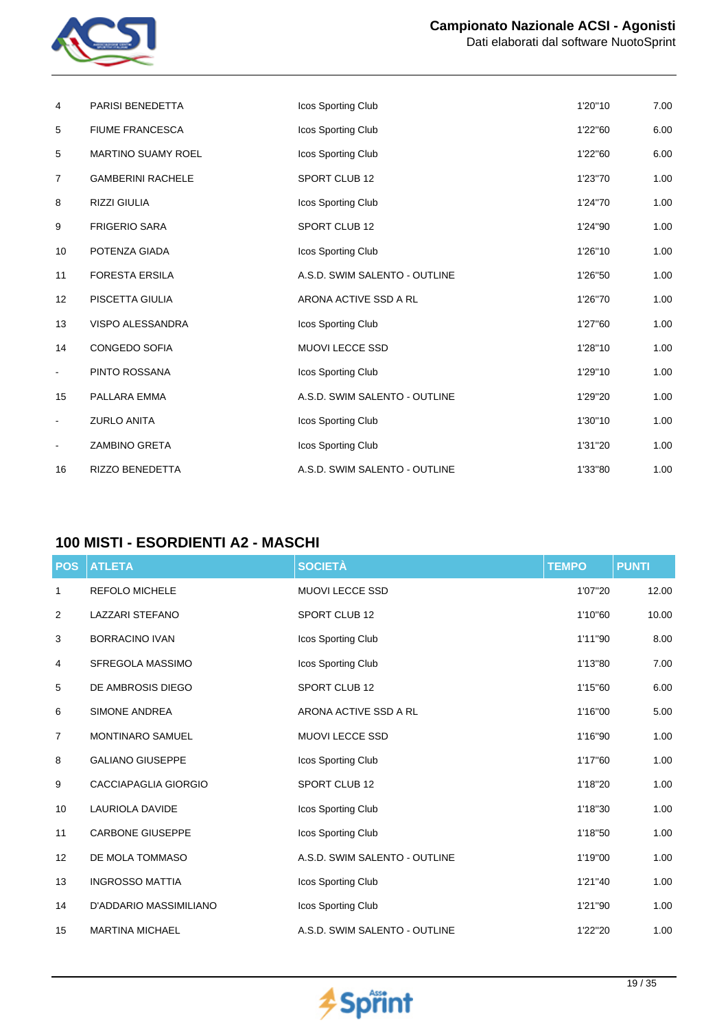| | | | | |
|---|---|---|---|---|
| 4 | PARISI BENEDETTA | Icos Sporting Club | 1'20"10 | 7.00 |
| 5 | FIUME FRANCESCA | Icos Sporting Club | 1'22"60 | 6.00 |
| 5 | MARTINO SUAMY ROEL | Icos Sporting Club | 1'22"60 | 6.00 |
| 7 | GAMBERINI RACHELE | SPORT CLUB 12 | 1'23"70 | 1.00 |
| 8 | RIZZI GIULIA | Icos Sporting Club | 1'24"70 | 1.00 |
| 9 | FRIGERIO SARA | SPORT CLUB 12 | 1'24"90 | 1.00 |
| 10 | POTENZA GIADA | Icos Sporting Club | 1'26"10 | 1.00 |
| 11 | FORESTA ERSILA | A.S.D. SWIM SALENTO - OUTLINE | 1'26"50 | 1.00 |
| 12 | PISCETTA GIULIA | ARONA ACTIVE SSD A RL | 1'26"70 | 1.00 |
| 13 | VISPO ALESSANDRA | Icos Sporting Club | 1'27"60 | 1.00 |
| 14 | CONGEDO SOFIA | MUOVI LECCE SSD | 1'28"10 | 1.00 |
| - | PINTO ROSSANA | Icos Sporting Club | 1'29"10 | 1.00 |
| 15 | PALLARA EMMA | A.S.D. SWIM SALENTO - OUTLINE | 1'29"20 | 1.00 |
| - | ZURLO ANITA | Icos Sporting Club | 1'30"10 | 1.00 |
| - | ZAMBINO GRETA | Icos Sporting Club | 1'31"20 | 1.00 |
| 16 | RIZZO BENEDETTA | A.S.D. SWIM SALENTO - OUTLINE | 1'33"80 | 1.00 |

## 100 MISTI - ESORDIENTI A2 - MASCHI

| POS | ATLETA | SOCIETÀ | TEMPO | PUNTI |
|---|---|---|---|---|
| 1 | REFOLO MICHELE | MUOVI LECCE SSD | 1'07"20 | 12.00 |
| 2 | LAZZARI STEFANO | SPORT CLUB 12 | 1'10"60 | 10.00 |
| 3 | BORRACINO IVAN | Icos Sporting Club | 1'11"90 | 8.00 |
| 4 | SFREGOLA MASSIMO | Icos Sporting Club | 1'13"80 | 7.00 |
| 5 | DE AMBROSIS DIEGO | SPORT CLUB 12 | 1'15"60 | 6.00 |
| 6 | SIMONE ANDREA | ARONA ACTIVE SSD A RL | 1'16"00 | 5.00 |
| 7 | MONTINARO SAMUEL | MUOVI LECCE SSD | 1'16"90 | 1.00 |
| 8 | GALIANO GIUSEPPE | Icos Sporting Club | 1'17"60 | 1.00 |
| 9 | CACCIAPAGLIA GIORGIO | SPORT CLUB 12 | 1'18"20 | 1.00 |
| 10 | LAURIOLA DAVIDE | Icos Sporting Club | 1'18"30 | 1.00 |
| 11 | CARBONE GIUSEPPE | Icos Sporting Club | 1'18"50 | 1.00 |
| 12 | DE MOLA TOMMASO | A.S.D. SWIM SALENTO - OUTLINE | 1'19"00 | 1.00 |
| 13 | INGROSSO MATTIA | Icos Sporting Club | 1'21"40 | 1.00 |
| 14 | D'ADDARIO MASSIMILIANO | Icos Sporting Club | 1'21"90 | 1.00 |
| 15 | MARTINA MICHAEL | A.S.D. SWIM SALENTO - OUTLINE | 1'22"20 | 1.00 |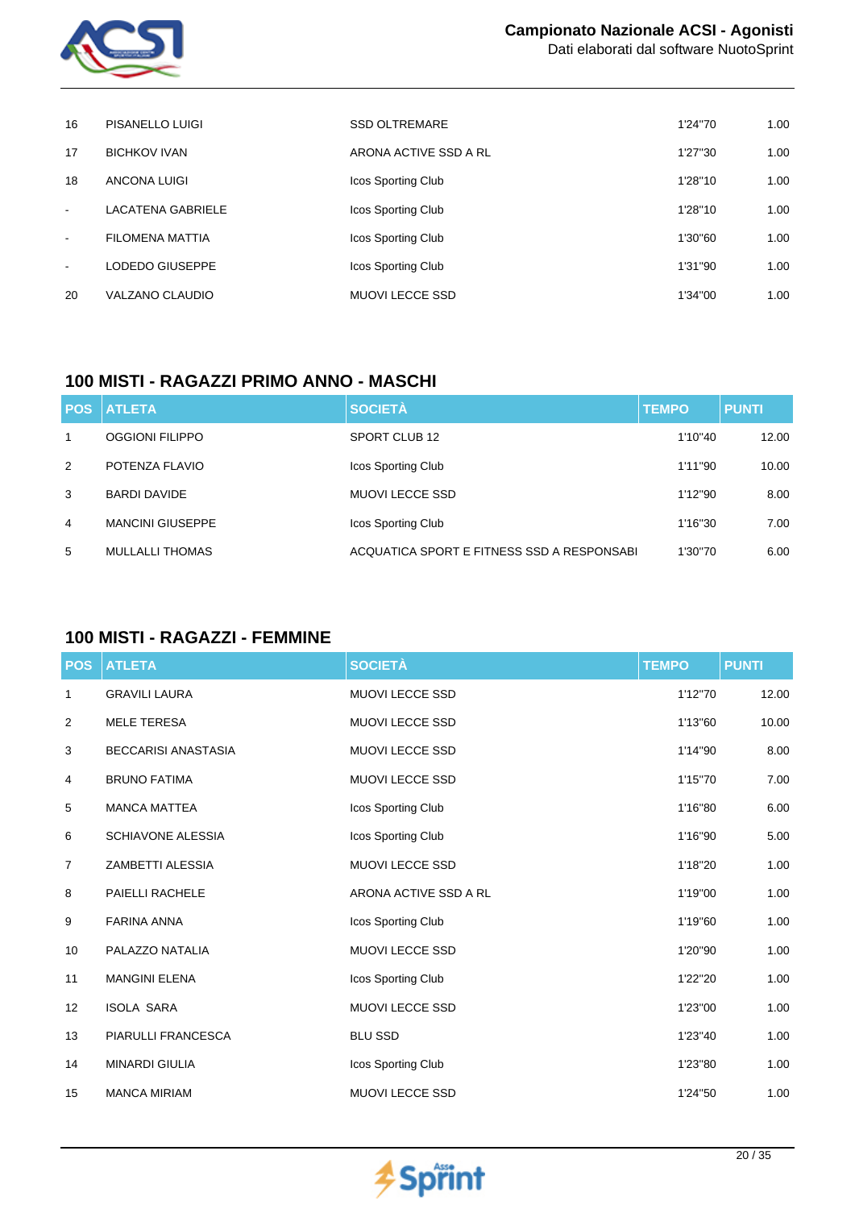| | | | | |
|---|---|---|---|---|
| 16 | PISANELLO LUIGI | SSD OLTREMARE | 1'24"70 | 1.00 |
| 17 | BICHKOV IVAN | ARONA ACTIVE SSD A RL | 1'27"30 | 1.00 |
| 18 | ANCONA LUIGI | Icos Sporting Club | 1'28"10 | 1.00 |
| - | LACATENA GABRIELE | Icos Sporting Club | 1'28"10 | 1.00 |
| - | FILOMENA MATTIA | Icos Sporting Club | 1'30"60 | 1.00 |
| - | LODEDO GIUSEPPE | Icos Sporting Club | 1'31"90 | 1.00 |
| 20 | VALZANO CLAUDIO | MUOVI LECCE SSD | 1'34"00 | 1.00 |

## 100 MISTI - RAGAZZI PRIMO ANNO - MASCHI

| POS | ATLETA | SOCIETÀ | TEMPO | PUNTI |
|---|---|---|---|---|
| 1 | OGGIONI FILIPPO | SPORT CLUB 12 | 1'10"40 | 12.00 |
| 2 | POTENZA FLAVIO | Icos Sporting Club | 1'11"90 | 10.00 |
| 3 | BARDI DAVIDE | MUOVI LECCE SSD | 1'12"90 | 8.00 |
| 4 | MANCINI GIUSEPPE | Icos Sporting Club | 1'16"30 | 7.00 |
| 5 | MULLALLI THOMAS | ACQUATICA SPORT E FITNESS SSD A RESPONSABI | 1'30"70 | 6.00 |

## 100 MISTI - RAGAZZI - FEMMINE

| POS | ATLETA | SOCIETÀ | TEMPO | PUNTI |
|---|---|---|---|---|
| 1 | GRAVILI LAURA | MUOVI LECCE SSD | 1'12"70 | 12.00 |
| 2 | MELE TERESA | MUOVI LECCE SSD | 1'13"60 | 10.00 |
| 3 | BECCARISI ANASTASIA | MUOVI LECCE SSD | 1'14"90 | 8.00 |
| 4 | BRUNO FATIMA | MUOVI LECCE SSD | 1'15"70 | 7.00 |
| 5 | MANCA MATTEA | Icos Sporting Club | 1'16"80 | 6.00 |
| 6 | SCHIAVONE ALESSIA | Icos Sporting Club | 1'16"90 | 5.00 |
| 7 | ZAMBETTI ALESSIA | MUOVI LECCE SSD | 1'18"20 | 1.00 |
| 8 | PAIELLI RACHELE | ARONA ACTIVE SSD A RL | 1'19"00 | 1.00 |
| 9 | FARINA ANNA | Icos Sporting Club | 1'19"60 | 1.00 |
| 10 | PALAZZO NATALIA | MUOVI LECCE SSD | 1'20"90 | 1.00 |
| 11 | MANGINI ELENA | Icos Sporting Club | 1'22"20 | 1.00 |
| 12 | ISOLA SARA | MUOVI LECCE SSD | 1'23"00 | 1.00 |
| 13 | PIARULLI FRANCESCA | BLU SSD | 1'23"40 | 1.00 |
| 14 | MINARDI GIULIA | Icos Sporting Club | 1'23"80 | 1.00 |
| 15 | MANCA MIRIAM | MUOVI LECCE SSD | 1'24"50 | 1.00 |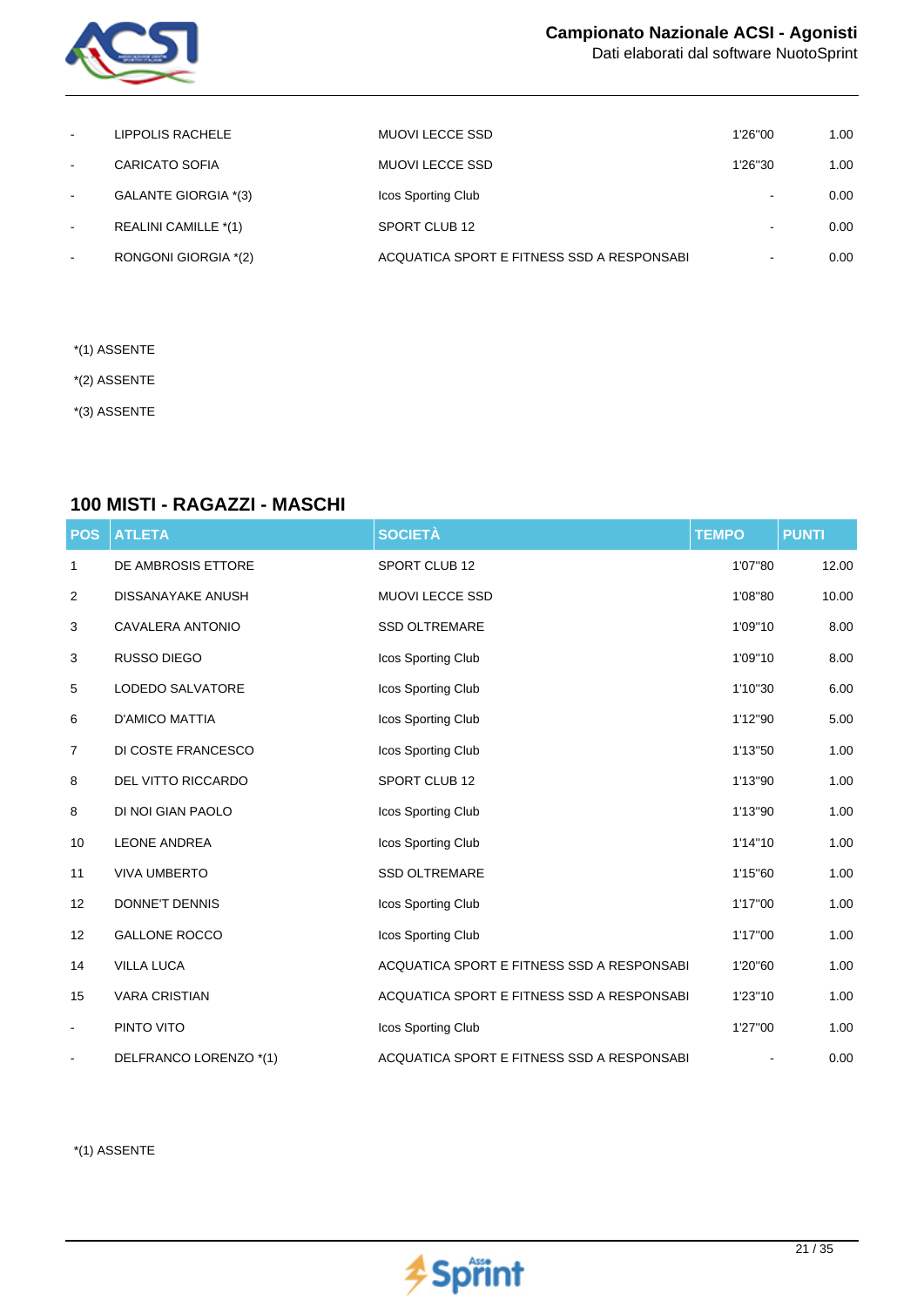| POS | ATLETA | SOCIETÀ | TEMPO | PUNTI |
|---|---|---|---|---|
| - | LIPPOLIS RACHELE | MUOVI LECCE SSD | 1'26"00 | 1.00 |
| - | CARICATO SOFIA | MUOVI LECCE SSD | 1'26"30 | 1.00 |
| - | GALANTE GIORGIA *(3) | Icos Sporting Club | - | 0.00 |
| - | REALINI CAMILLE *(1) | SPORT CLUB 12 | - | 0.00 |
| - | RONGONI GIORGIA *(2) | ACQUATICA SPORT E FITNESS SSD A RESPONSABI | - | 0.00 |

*(1) ASSENTE

*(2) ASSENTE

*(3) ASSENTE

## 100 MISTI - RAGAZZI - MASCHI

| POS | ATLETA | SOCIETÀ | TEMPO | PUNTI |
|---|---|---|---|---|
| 1 | DE AMBROSIS ETTORE | SPORT CLUB 12 | 1'07"80 | 12.00 |
| 2 | DISSANAYAKE ANUSH | MUOVI LECCE SSD | 1'08"80 | 10.00 |
| 3 | CAVALERA ANTONIO | SSD OLTREMARE | 1'09"10 | 8.00 |
| 3 | RUSSO DIEGO | Icos Sporting Club | 1'09"10 | 8.00 |
| 5 | LODEDO SALVATORE | Icos Sporting Club | 1'10"30 | 6.00 |
| 6 | D'AMICO MATTIA | Icos Sporting Club | 1'12"90 | 5.00 |
| 7 | DI COSTE FRANCESCO | Icos Sporting Club | 1'13"50 | 1.00 |
| 8 | DEL VITTO RICCARDO | SPORT CLUB 12 | 1'13"90 | 1.00 |
| 8 | DI NOI GIAN PAOLO | Icos Sporting Club | 1'13"90 | 1.00 |
| 10 | LEONE ANDREA | Icos Sporting Club | 1'14"10 | 1.00 |
| 11 | VIVA UMBERTO | SSD OLTREMARE | 1'15"60 | 1.00 |
| 12 | DONNE'T DENNIS | Icos Sporting Club | 1'17"00 | 1.00 |
| 12 | GALLONE ROCCO | Icos Sporting Club | 1'17"00 | 1.00 |
| 14 | VILLA LUCA | ACQUATICA SPORT E FITNESS SSD A RESPONSABI | 1'20"60 | 1.00 |
| 15 | VARA CRISTIAN | ACQUATICA SPORT E FITNESS SSD A RESPONSABI | 1'23"10 | 1.00 |
| - | PINTO VITO | Icos Sporting Club | 1'27"00 | 1.00 |
| - | DELFRANCO LORENZO *(1) | ACQUATICA SPORT E FITNESS SSD A RESPONSABI | - | 0.00 |

*(1) ASSENTE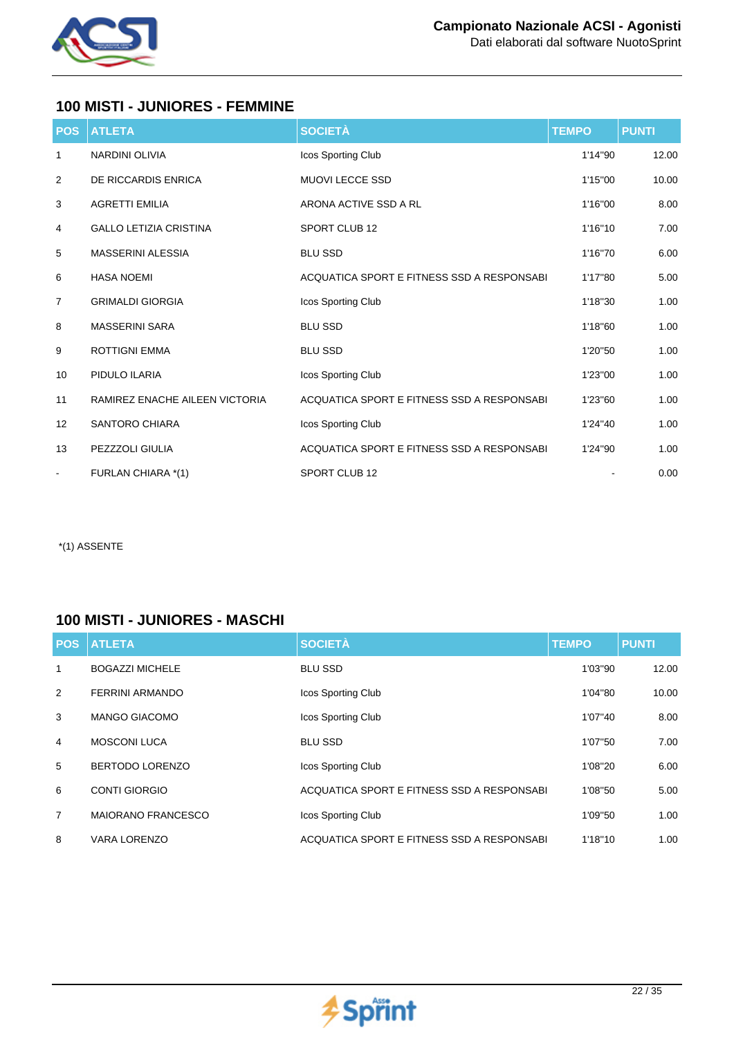## 100 MISTI - JUNIORES - FEMMINE

| POS | ATLETA | SOCIETÀ | TEMPO | PUNTI |
|---|---|---|---|---|
| 1 | NARDINI OLIVIA | Icos Sporting Club | 1'14"90 | 12.00 |
| 2 | DE RICCARDIS ENRICA | MUOVI LECCE SSD | 1'15"00 | 10.00 |
| 3 | AGRETTI EMILIA | ARONA ACTIVE SSD A RL | 1'16"00 | 8.00 |
| 4 | GALLO LETIZIA CRISTINA | SPORT CLUB 12 | 1'16"10 | 7.00 |
| 5 | MASSERINI ALESSIA | BLU SSD | 1'16"70 | 6.00 |
| 6 | HASA NOEMI | ACQUATICA SPORT E FITNESS SSD A RESPONSABI | 1'17"80 | 5.00 |
| 7 | GRIMALDI GIORGIA | Icos Sporting Club | 1'18"30 | 1.00 |
| 8 | MASSERINI SARA | BLU SSD | 1'18"60 | 1.00 |
| 9 | ROTTIGNI EMMA | BLU SSD | 1'20"50 | 1.00 |
| 10 | PIDULO ILARIA | Icos Sporting Club | 1'23"00 | 1.00 |
| 11 | RAMIREZ ENACHE AILEEN VICTORIA | ACQUATICA SPORT E FITNESS SSD A RESPONSABI | 1'23"60 | 1.00 |
| 12 | SANTORO CHIARA | Icos Sporting Club | 1'24"40 | 1.00 |
| 13 | PEZZZOLI GIULIA | ACQUATICA SPORT E FITNESS SSD A RESPONSABI | 1'24"90 | 1.00 |
| - | FURLAN CHIARA *(1) | SPORT CLUB 12 | - | 0.00 |

*(1) ASSENTE

## 100 MISTI - JUNIORES - MASCHI

| POS | ATLETA | SOCIETÀ | TEMPO | PUNTI |
|---|---|---|---|---|
| 1 | BOGAZZI MICHELE | BLU SSD | 1'03"90 | 12.00 |
| 2 | FERRINI ARMANDO | Icos Sporting Club | 1'04"80 | 10.00 |
| 3 | MANGO GIACOMO | Icos Sporting Club | 1'07"40 | 8.00 |
| 4 | MOSCONI LUCA | BLU SSD | 1'07"50 | 7.00 |
| 5 | BERTODO LORENZO | Icos Sporting Club | 1'08"20 | 6.00 |
| 6 | CONTI GIORGIO | ACQUATICA SPORT E FITNESS SSD A RESPONSABI | 1'08"50 | 5.00 |
| 7 | MAIORANO FRANCESCO | Icos Sporting Club | 1'09"50 | 1.00 |
| 8 | VARA LORENZO | ACQUATICA SPORT E FITNESS SSD A RESPONSABI | 1'18"10 | 1.00 |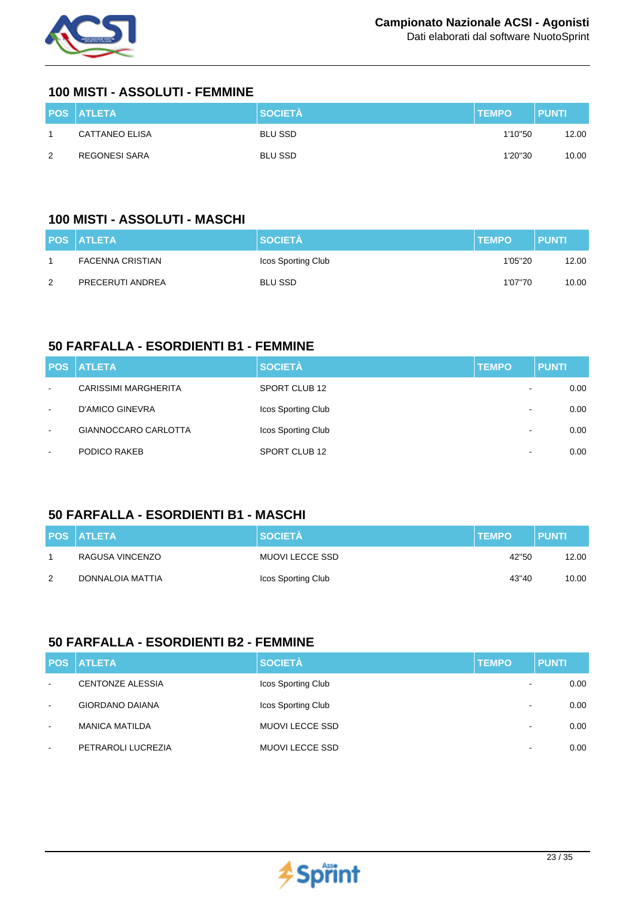## 100 MISTI - ASSOLUTI - FEMMINE

| POS | ATLETA | SOCIETÀ | TEMPO | PUNTI |
|---|---|---|---|---|
| 1 | CATTANEO ELISA | BLU SSD | 1'10"50 | 12.00 |
| 2 | REGONESI SARA | BLU SSD | 1'20"30 | 10.00 |

## 100 MISTI - ASSOLUTI - MASCHI

| POS | ATLETA | SOCIETÀ | TEMPO | PUNTI |
|---|---|---|---|---|
| 1 | FACENNA CRISTIAN | Icos Sporting Club | 1'05"20 | 12.00 |
| 2 | PRECERUTI ANDREA | BLU SSD | 1'07"70 | 10.00 |

## 50 FARFALLA - ESORDIENTI B1 - FEMMINE

| POS | ATLETA | SOCIETÀ | TEMPO | PUNTI |
|---|---|---|---|---|
| - | CARISSIMI MARGHERITA | SPORT CLUB 12 | - | 0.00 |
| - | D'AMICO GINEVRA | Icos Sporting Club | - | 0.00 |
| - | GIANNOCCARO CARLOTTA | Icos Sporting Club | - | 0.00 |
| - | PODICO RAKEB | SPORT CLUB 12 | - | 0.00 |

## 50 FARFALLA - ESORDIENTI B1 - MASCHI

| POS | ATLETA | SOCIETÀ | TEMPO | PUNTI |
|---|---|---|---|---|
| 1 | RAGUSA VINCENZO | MUOVI LECCE SSD | 42"50 | 12.00 |
| 2 | DONNALOIA MATTIA | Icos Sporting Club | 43"40 | 10.00 |

## 50 FARFALLA - ESORDIENTI B2 - FEMMINE

| POS | ATLETA | SOCIETÀ | TEMPO | PUNTI |
|---|---|---|---|---|
| - | CENTONZE ALESSIA | Icos Sporting Club | - | 0.00 |
| - | GIORDANO DAIANA | Icos Sporting Club | - | 0.00 |
| - | MANICA MATILDA | MUOVI LECCE SSD | - | 0.00 |
| - | PETRAROLI LUCREZIA | MUOVI LECCE SSD | - | 0.00 |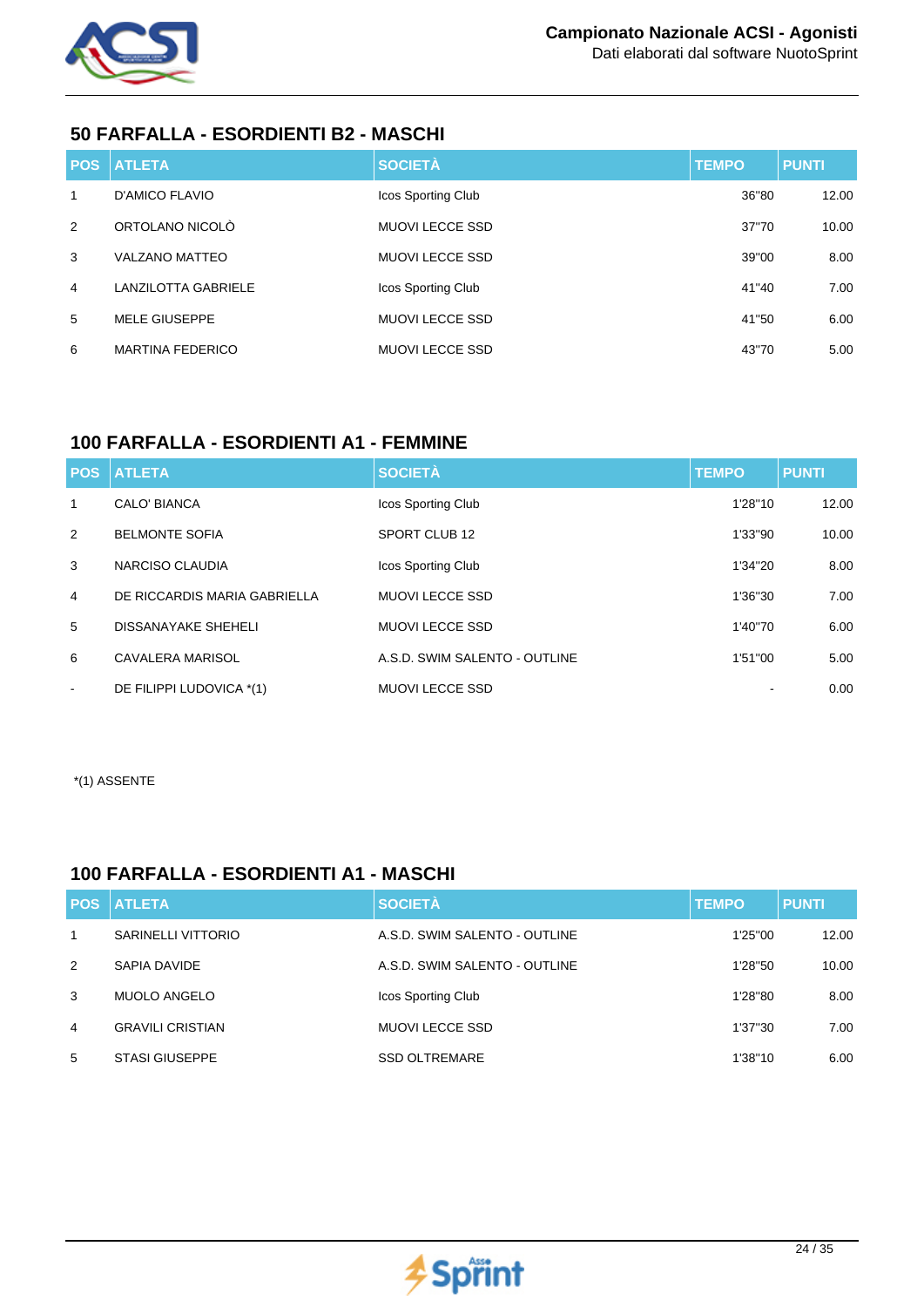## 50 FARFALLA - ESORDIENTI B2 - MASCHI

| POS | ATLETA | SOCIETÀ | TEMPO | PUNTI |
|---|---|---|---|---|
| 1 | D'AMICO FLAVIO | Icos Sporting Club | 36"80 | 12.00 |
| 2 | ORTOLANO NICOLÒ | MUOVI LECCE SSD | 37"70 | 10.00 |
| 3 | VALZANO MATTEO | MUOVI LECCE SSD | 39"00 | 8.00 |
| 4 | LANZILOTTA GABRIELE | Icos Sporting Club | 41"40 | 7.00 |
| 5 | MELE GIUSEPPE | MUOVI LECCE SSD | 41"50 | 6.00 |
| 6 | MARTINA FEDERICO | MUOVI LECCE SSD | 43"70 | 5.00 |

## 100 FARFALLA - ESORDIENTI A1 - FEMMINE

| POS | ATLETA | SOCIETÀ | TEMPO | PUNTI |
|---|---|---|---|---|
| 1 | CALO' BIANCA | Icos Sporting Club | 1'28"10 | 12.00 |
| 2 | BELMONTE SOFIA | SPORT CLUB 12 | 1'33"90 | 10.00 |
| 3 | NARCISO CLAUDIA | Icos Sporting Club | 1'34"20 | 8.00 |
| 4 | DE RICCARDIS MARIA GABRIELLA | MUOVI LECCE SSD | 1'36"30 | 7.00 |
| 5 | DISSANAYAKE SHEHELI | MUOVI LECCE SSD | 1'40"70 | 6.00 |
| 6 | CAVALERA MARISOL | A.S.D. SWIM SALENTO - OUTLINE | 1'51"00 | 5.00 |
| - | DE FILIPPI LUDOVICA *(1) | MUOVI LECCE SSD | - | 0.00 |

*(1) ASSENTE

## 100 FARFALLA - ESORDIENTI A1 - MASCHI

| POS | ATLETA | SOCIETÀ | TEMPO | PUNTI |
|---|---|---|---|---|
| 1 | SARINELLI VITTORIO | A.S.D. SWIM SALENTO - OUTLINE | 1'25"00 | 12.00 |
| 2 | SAPIA DAVIDE | A.S.D. SWIM SALENTO - OUTLINE | 1'28"50 | 10.00 |
| 3 | MUOLO ANGELO | Icos Sporting Club | 1'28"80 | 8.00 |
| 4 | GRAVILI CRISTIAN | MUOVI LECCE SSD | 1'37"30 | 7.00 |
| 5 | STASI GIUSEPPE | SSD OLTREMARE | 1'38"10 | 6.00 |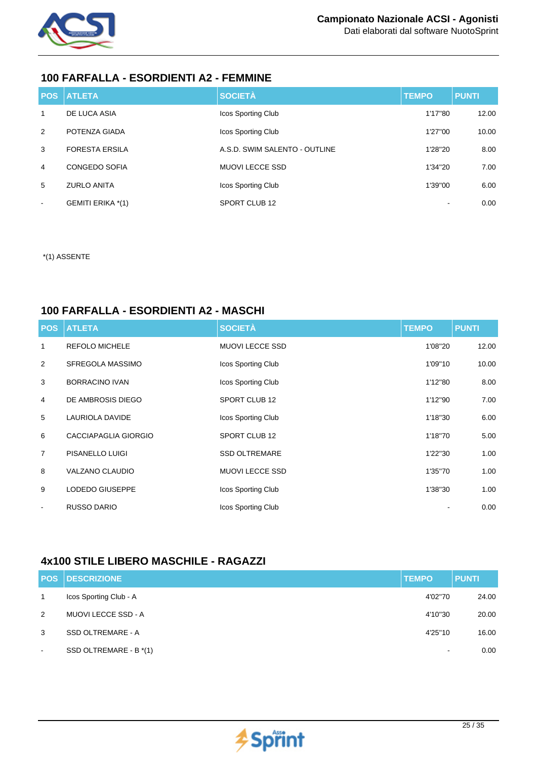## 100 FARFALLA - ESORDIENTI A2 - FEMMINE

| POS | ATLETA | SOCIETÀ | TEMPO | PUNTI |
|---|---|---|---|---|
| 1 | DE LUCA ASIA | Icos Sporting Club | 1'17"80 | 12.00 |
| 2 | POTENZA GIADA | Icos Sporting Club | 1'27"00 | 10.00 |
| 3 | FORESTA ERSILA | A.S.D. SWIM SALENTO - OUTLINE | 1'28"20 | 8.00 |
| 4 | CONGEDO SOFIA | MUOVI LECCE SSD | 1'34"20 | 7.00 |
| 5 | ZURLO ANITA | Icos Sporting Club | 1'39"00 | 6.00 |
| - | GEMITI ERIKA *(1) | SPORT CLUB 12 | - | 0.00 |

*(1) ASSENTE

## 100 FARFALLA - ESORDIENTI A2 - MASCHI

| POS | ATLETA | SOCIETÀ | TEMPO | PUNTI |
|---|---|---|---|---|
| 1 | REFOLO MICHELE | MUOVI LECCE SSD | 1'08"20 | 12.00 |
| 2 | SFREGOLA MASSIMO | Icos Sporting Club | 1'09"10 | 10.00 |
| 3 | BORRACINO IVAN | Icos Sporting Club | 1'12"80 | 8.00 |
| 4 | DE AMBROSIS DIEGO | SPORT CLUB 12 | 1'12"90 | 7.00 |
| 5 | LAURIOLA DAVIDE | Icos Sporting Club | 1'18"30 | 6.00 |
| 6 | CACCIAPAGLIA GIORGIO | SPORT CLUB 12 | 1'18"70 | 5.00 |
| 7 | PISANELLO LUIGI | SSD OLTREMARE | 1'22"30 | 1.00 |
| 8 | VALZANO CLAUDIO | MUOVI LECCE SSD | 1'35"70 | 1.00 |
| 9 | LODEDO GIUSEPPE | Icos Sporting Club | 1'38"30 | 1.00 |
| - | RUSSO DARIO | Icos Sporting Club | - | 0.00 |

## 4x100 STILE LIBERO MASCHILE - RAGAZZI

| POS | DESCRIZIONE | TEMPO | PUNTI |
|---|---|---|---|
| 1 | Icos Sporting Club - A | 4'02"70 | 24.00 |
| 2 | MUOVI LECCE SSD - A | 4'10"30 | 20.00 |
| 3 | SSD OLTREMARE - A | 4'25"10 | 16.00 |
| - | SSD OLTREMARE - B *(1) | - | 0.00 |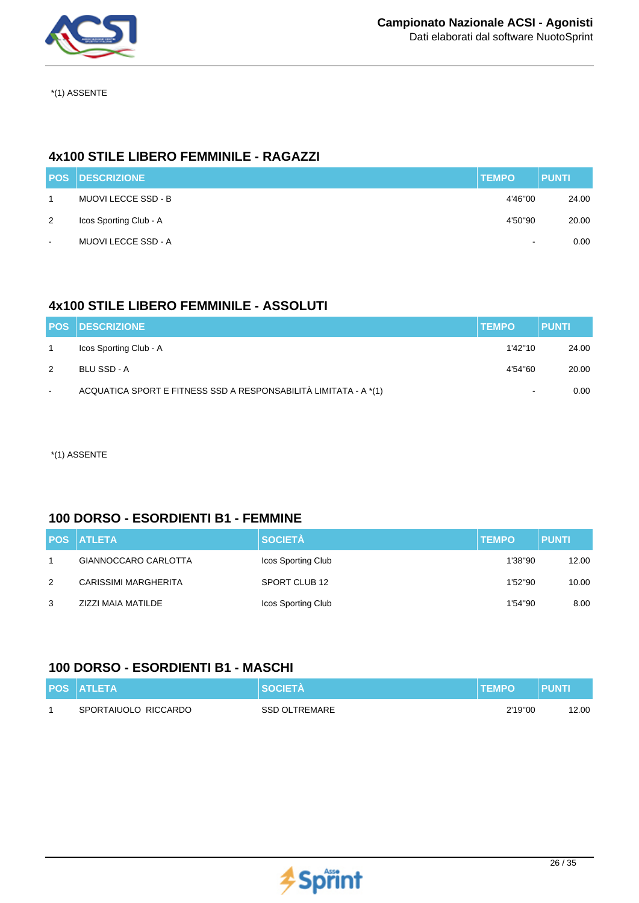*(1) ASSENTE

## 4x100 STILE LIBERO FEMMINILE - RAGAZZI

| POS | DESCRIZIONE | TEMPO | PUNTI |
| --- | --- | --- | --- |
| 1 | MUOVI LECCE SSD - B | 4'46"00 | 24.00 |
| 2 | Icos Sporting Club - A | 4'50"90 | 20.00 |
| - | MUOVI LECCE SSD - A | - | 0.00 |

## 4x100 STILE LIBERO FEMMINILE - ASSOLUTI

| POS | DESCRIZIONE | TEMPO | PUNTI |
| --- | --- | --- | --- |
| 1 | Icos Sporting Club - A | 1'42"10 | 24.00 |
| 2 | BLU SSD - A | 4'54"60 | 20.00 |
| - | ACQUATICA SPORT E FITNESS SSD A RESPONSABILITÀ LIMITATA - A *(1) | - | 0.00 |

*(1) ASSENTE

## 100 DORSO - ESORDIENTI B1 - FEMMINE

| POS | ATLETA | SOCIETÀ | TEMPO | PUNTI |
| --- | --- | --- | --- | --- |
| 1 | GIANNOCCARO CARLOTTA | Icos Sporting Club | 1'38"90 | 12.00 |
| 2 | CARISSIMI MARGHERITA | SPORT CLUB 12 | 1'52"90 | 10.00 |
| 3 | ZIZZI MAIA MATILDE | Icos Sporting Club | 1'54"90 | 8.00 |

## 100 DORSO - ESORDIENTI B1 - MASCHI

| POS | ATLETA | SOCIETÀ | TEMPO | PUNTI |
| --- | --- | --- | --- | --- |
| 1 | SPORTAIUOLO RICCARDO | SSD OLTREMARE | 2'19"00 | 12.00 |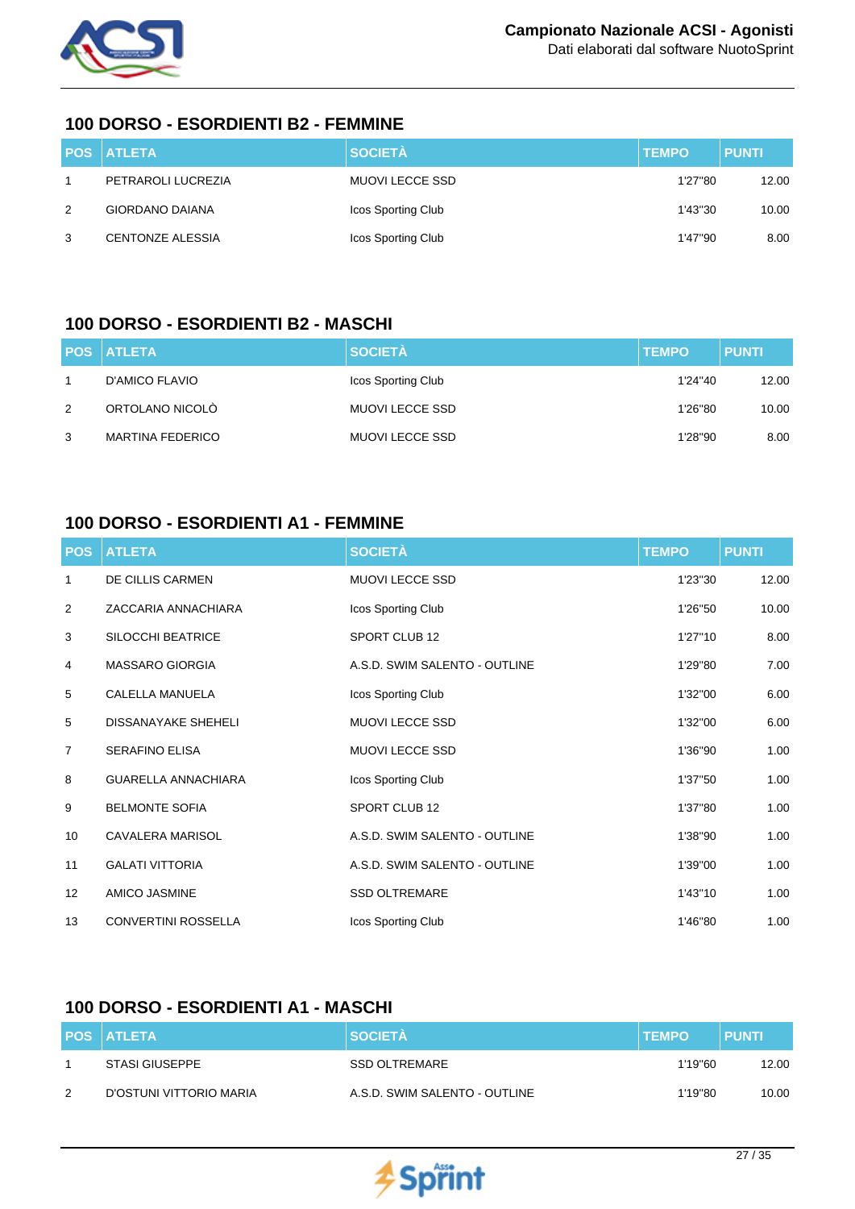## 100 DORSO - ESORDIENTI B2 - FEMMINE

| POS | ATLETA | SOCIETÀ | TEMPO | PUNTI |
|---|---|---|---|---|
| 1 | PETRAROLI LUCREZIA | MUOVI LECCE SSD | 1'27"80 | 12.00 |
| 2 | GIORDANO DAIANA | Icos Sporting Club | 1'43"30 | 10.00 |
| 3 | CENTONZE ALESSIA | Icos Sporting Club | 1'47"90 | 8.00 |

## 100 DORSO - ESORDIENTI B2 - MASCHI

| POS | ATLETA | SOCIETÀ | TEMPO | PUNTI |
|---|---|---|---|---|
| 1 | D'AMICO FLAVIO | Icos Sporting Club | 1'24"40 | 12.00 |
| 2 | ORTOLANO NICOLÒ | MUOVI LECCE SSD | 1'26"80 | 10.00 |
| 3 | MARTINA FEDERICO | MUOVI LECCE SSD | 1'28"90 | 8.00 |

## 100 DORSO - ESORDIENTI A1 - FEMMINE

| POS | ATLETA | SOCIETÀ | TEMPO | PUNTI |
|---|---|---|---|---|
| 1 | DE CILLIS CARMEN | MUOVI LECCE SSD | 1'23"30 | 12.00 |
| 2 | ZACCARIA ANNACHIARA | Icos Sporting Club | 1'26"50 | 10.00 |
| 3 | SILOCCHI BEATRICE | SPORT CLUB 12 | 1'27"10 | 8.00 |
| 4 | MASSARO GIORGIA | A.S.D. SWIM SALENTO - OUTLINE | 1'29"80 | 7.00 |
| 5 | CALELLA MANUELA | Icos Sporting Club | 1'32"00 | 6.00 |
| 5 | DISSANAYAKE SHEHELI | MUOVI LECCE SSD | 1'32"00 | 6.00 |
| 7 | SERAFINO ELISA | MUOVI LECCE SSD | 1'36"90 | 1.00 |
| 8 | GUARELLA ANNACHIARA | Icos Sporting Club | 1'37"50 | 1.00 |
| 9 | BELMONTE SOFIA | SPORT CLUB 12 | 1'37"80 | 1.00 |
| 10 | CAVALERA MARISOL | A.S.D. SWIM SALENTO - OUTLINE | 1'38"90 | 1.00 |
| 11 | GALATI VITTORIA | A.S.D. SWIM SALENTO - OUTLINE | 1'39"00 | 1.00 |
| 12 | AMICO JASMINE | SSD OLTREMARE | 1'43"10 | 1.00 |
| 13 | CONVERTINI ROSSELLA | Icos Sporting Club | 1'46"80 | 1.00 |

## 100 DORSO - ESORDIENTI A1 - MASCHI

| POS | ATLETA | SOCIETÀ | TEMPO | PUNTI |
|---|---|---|---|---|
| 1 | STASI GIUSEPPE | SSD OLTREMARE | 1'19"60 | 12.00 |
| 2 | D'OSTUNI VITTORIO MARIA | A.S.D. SWIM SALENTO - OUTLINE | 1'19"80 | 10.00 |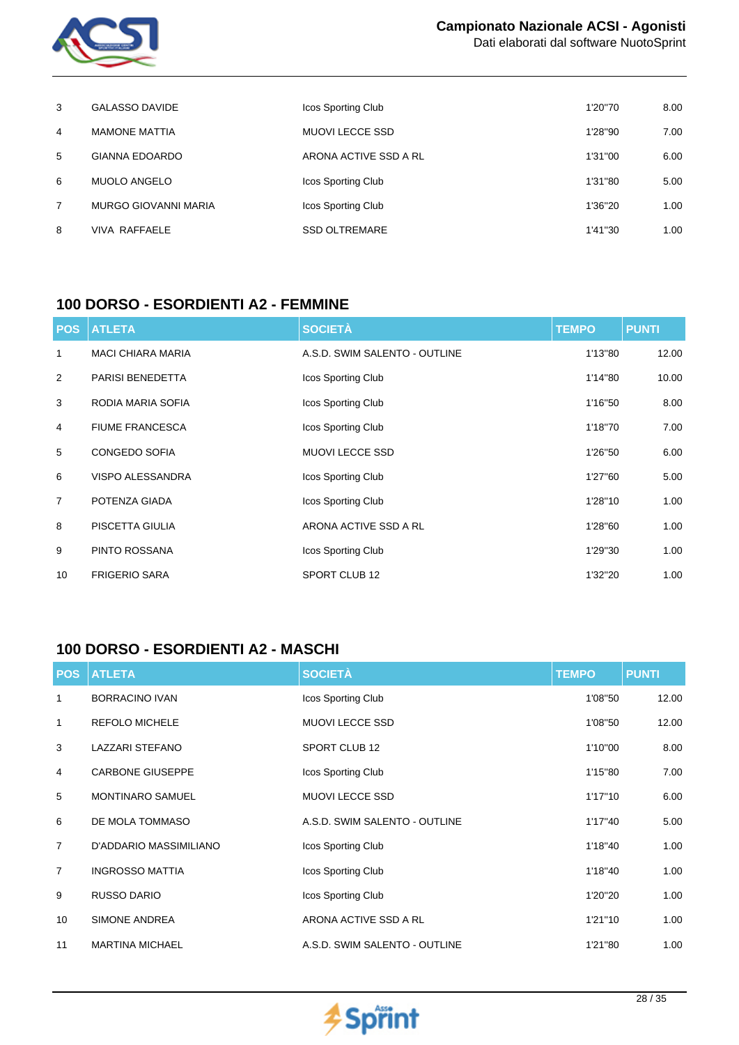| POS | ATLETA | SOCIETÀ | TEMPO | PUNTI |
|---|---|---|---|---|
| 3 | GALASSO DAVIDE | Icos Sporting Club | 1'20"70 | 8.00 |
| 4 | MAMONE MATTIA | MUOVI LECCE SSD | 1'28"90 | 7.00 |
| 5 | GIANNA EDOARDO | ARONA ACTIVE SSD A RL | 1'31"00 | 6.00 |
| 6 | MUOLO ANGELO | Icos Sporting Club | 1'31"80 | 5.00 |
| 7 | MURGO GIOVANNI MARIA | Icos Sporting Club | 1'36"20 | 1.00 |
| 8 | VIVA RAFFAELE | SSD OLTREMARE | 1'41"30 | 1.00 |

## 100 DORSO - ESORDIENTI A2 - FEMMINE

| POS | ATLETA | SOCIETÀ | TEMPO | PUNTI |
|---|---|---|---|---|
| 1 | MACI CHIARA MARIA | A.S.D. SWIM SALENTO - OUTLINE | 1'13"80 | 12.00 |
| 2 | PARISI BENEDETTA | Icos Sporting Club | 1'14"80 | 10.00 |
| 3 | RODIA MARIA SOFIA | Icos Sporting Club | 1'16"50 | 8.00 |
| 4 | FIUME FRANCESCA | Icos Sporting Club | 1'18"70 | 7.00 |
| 5 | CONGEDO SOFIA | MUOVI LECCE SSD | 1'26"50 | 6.00 |
| 6 | VISPO ALESSANDRA | Icos Sporting Club | 1'27"60 | 5.00 |
| 7 | POTENZA GIADA | Icos Sporting Club | 1'28"10 | 1.00 |
| 8 | PISCETTA GIULIA | ARONA ACTIVE SSD A RL | 1'28"60 | 1.00 |
| 9 | PINTO ROSSANA | Icos Sporting Club | 1'29"30 | 1.00 |
| 10 | FRIGERIO SARA | SPORT CLUB 12 | 1'32"20 | 1.00 |

## 100 DORSO - ESORDIENTI A2 - MASCHI

| POS | ATLETA | SOCIETÀ | TEMPO | PUNTI |
|---|---|---|---|---|
| 1 | BORRACINO IVAN | Icos Sporting Club | 1'08"50 | 12.00 |
| 1 | REFOLO MICHELE | MUOVI LECCE SSD | 1'08"50 | 12.00 |
| 3 | LAZZARI STEFANO | SPORT CLUB 12 | 1'10"00 | 8.00 |
| 4 | CARBONE GIUSEPPE | Icos Sporting Club | 1'15"80 | 7.00 |
| 5 | MONTINARO SAMUEL | MUOVI LECCE SSD | 1'17"10 | 6.00 |
| 6 | DE MOLA TOMMASO | A.S.D. SWIM SALENTO - OUTLINE | 1'17"40 | 5.00 |
| 7 | D'ADDARIO MASSIMILIANO | Icos Sporting Club | 1'18"40 | 1.00 |
| 7 | INGROSSO MATTIA | Icos Sporting Club | 1'18"40 | 1.00 |
| 9 | RUSSO DARIO | Icos Sporting Club | 1'20"20 | 1.00 |
| 10 | SIMONE ANDREA | ARONA ACTIVE SSD A RL | 1'21"10 | 1.00 |
| 11 | MARTINA MICHAEL | A.S.D. SWIM SALENTO - OUTLINE | 1'21"80 | 1.00 |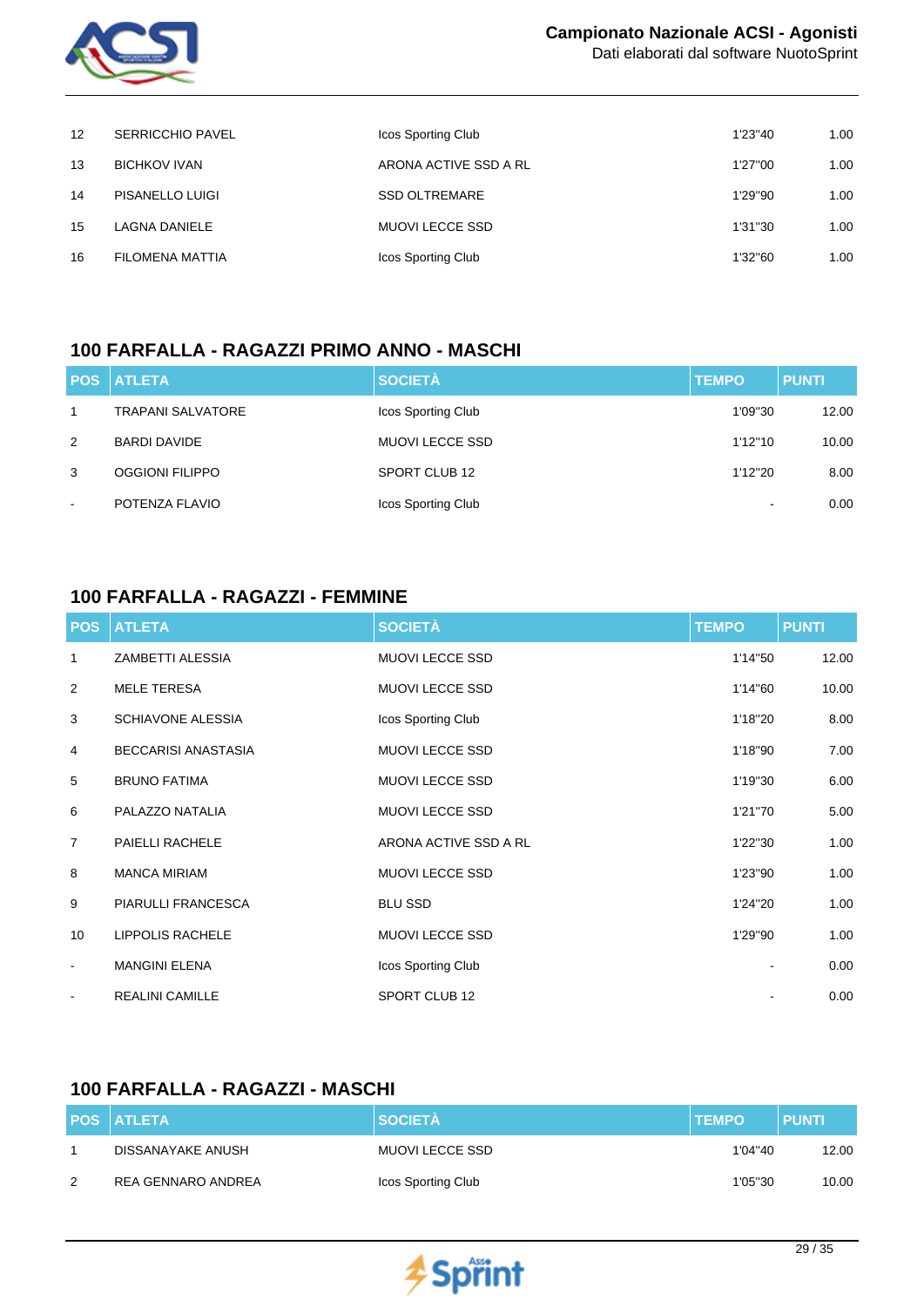| POS | ATLETA | SOCIETÀ | TEMPO | PUNTI |
|---|---|---|---|---|
| 12 | SERRICCHIO PAVEL | Icos Sporting Club | 1'23"40 | 1.00 |
| 13 | BICHKOV IVAN | ARONA ACTIVE SSD A RL | 1'27"00 | 1.00 |
| 14 | PISANELLO LUIGI | SSD OLTREMARE | 1'29"90 | 1.00 |
| 15 | LAGNA DANIELE | MUOVI LECCE SSD | 1'31"30 | 1.00 |
| 16 | FILOMENA MATTIA | Icos Sporting Club | 1'32"60 | 1.00 |

## 100 FARFALLA - RAGAZZI PRIMO ANNO - MASCHI

| POS | ATLETA | SOCIETÀ | TEMPO | PUNTI |
|---|---|---|---|---|
| 1 | TRAPANI SALVATORE | Icos Sporting Club | 1'09"30 | 12.00 |
| 2 | BARDI DAVIDE | MUOVI LECCE SSD | 1'12"10 | 10.00 |
| 3 | OGGIONI FILIPPO | SPORT CLUB 12 | 1'12"20 | 8.00 |
| - | POTENZA FLAVIO | Icos Sporting Club | - | 0.00 |

## 100 FARFALLA - RAGAZZI - FEMMINE

| POS | ATLETA | SOCIETÀ | TEMPO | PUNTI |
|---|---|---|---|---|
| 1 | ZAMBETTI ALESSIA | MUOVI LECCE SSD | 1'14"50 | 12.00 |
| 2 | MELE TERESA | MUOVI LECCE SSD | 1'14"60 | 10.00 |
| 3 | SCHIAVONE ALESSIA | Icos Sporting Club | 1'18"20 | 8.00 |
| 4 | BECCARISI ANASTASIA | MUOVI LECCE SSD | 1'18"90 | 7.00 |
| 5 | BRUNO FATIMA | MUOVI LECCE SSD | 1'19"30 | 6.00 |
| 6 | PALAZZO NATALIA | MUOVI LECCE SSD | 1'21"70 | 5.00 |
| 7 | PAIELLI RACHELE | ARONA ACTIVE SSD A RL | 1'22"30 | 1.00 |
| 8 | MANCA MIRIAM | MUOVI LECCE SSD | 1'23"90 | 1.00 |
| 9 | PIARULLI FRANCESCA | BLU SSD | 1'24"20 | 1.00 |
| 10 | LIPPOLIS RACHELE | MUOVI LECCE SSD | 1'29"90 | 1.00 |
| - | MANGINI ELENA | Icos Sporting Club | - | 0.00 |
| - | REALINI CAMILLE | SPORT CLUB 12 | - | 0.00 |

## 100 FARFALLA - RAGAZZI - MASCHI

| POS | ATLETA | SOCIETÀ | TEMPO | PUNTI |
|---|---|---|---|---|
| 1 | DISSANAYAKE ANUSH | MUOVI LECCE SSD | 1'04"40 | 12.00 |
| 2 | REA GENNARO ANDREA | Icos Sporting Club | 1'05"30 | 10.00 |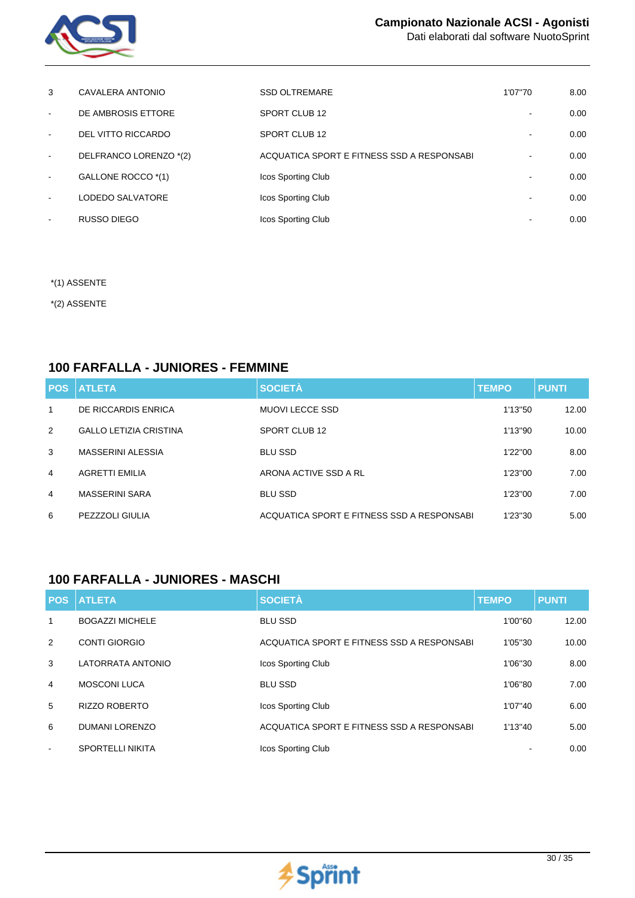| POS | ATLETA | SOCIETÀ | TEMPO | PUNTI |
|---|---|---|---|---|
| 3 | CAVALERA ANTONIO | SSD OLTREMARE | 1'07"70 | 8.00 |
| - | DE AMBROSIS ETTORE | SPORT CLUB 12 | - | 0.00 |
| - | DEL VITTO RICCARDO | SPORT CLUB 12 | - | 0.00 |
| - | DELFRANCO LORENZO *(2) | ACQUATICA SPORT E FITNESS SSD A RESPONSABI | - | 0.00 |
| - | GALLONE ROCCO *(1) | Icos Sporting Club | - | 0.00 |
| - | LODEDO SALVATORE | Icos Sporting Club | - | 0.00 |
| - | RUSSO DIEGO | Icos Sporting Club | - | 0.00 |

*(1) ASSENTE

*(2) ASSENTE

## 100 FARFALLA - JUNIORES - FEMMINE

| POS | ATLETA | SOCIETÀ | TEMPO | PUNTI |
|---|---|---|---|---|
| 1 | DE RICCARDIS ENRICA | MUOVI LECCE SSD | 1'13"50 | 12.00 |
| 2 | GALLO LETIZIA CRISTINA | SPORT CLUB 12 | 1'13"90 | 10.00 |
| 3 | MASSERINI ALESSIA | BLU SSD | 1'22"00 | 8.00 |
| 4 | AGRETTI EMILIA | ARONA ACTIVE SSD A RL | 1'23"00 | 7.00 |
| 4 | MASSERINI SARA | BLU SSD | 1'23"00 | 7.00 |
| 6 | PEZZZOLI GIULIA | ACQUATICA SPORT E FITNESS SSD A RESPONSABI | 1'23"30 | 5.00 |

## 100 FARFALLA - JUNIORES - MASCHI

| POS | ATLETA | SOCIETÀ | TEMPO | PUNTI |
|---|---|---|---|---|
| 1 | BOGAZZI MICHELE | BLU SSD | 1'00"60 | 12.00 |
| 2 | CONTI GIORGIO | ACQUATICA SPORT E FITNESS SSD A RESPONSABI | 1'05"30 | 10.00 |
| 3 | LATORRATA ANTONIO | Icos Sporting Club | 1'06"30 | 8.00 |
| 4 | MOSCONI LUCA | BLU SSD | 1'06"80 | 7.00 |
| 5 | RIZZO ROBERTO | Icos Sporting Club | 1'07"40 | 6.00 |
| 6 | DUMANI LORENZO | ACQUATICA SPORT E FITNESS SSD A RESPONSABI | 1'13"40 | 5.00 |
| - | SPORTELLI NIKITA | Icos Sporting Club | - | 0.00 |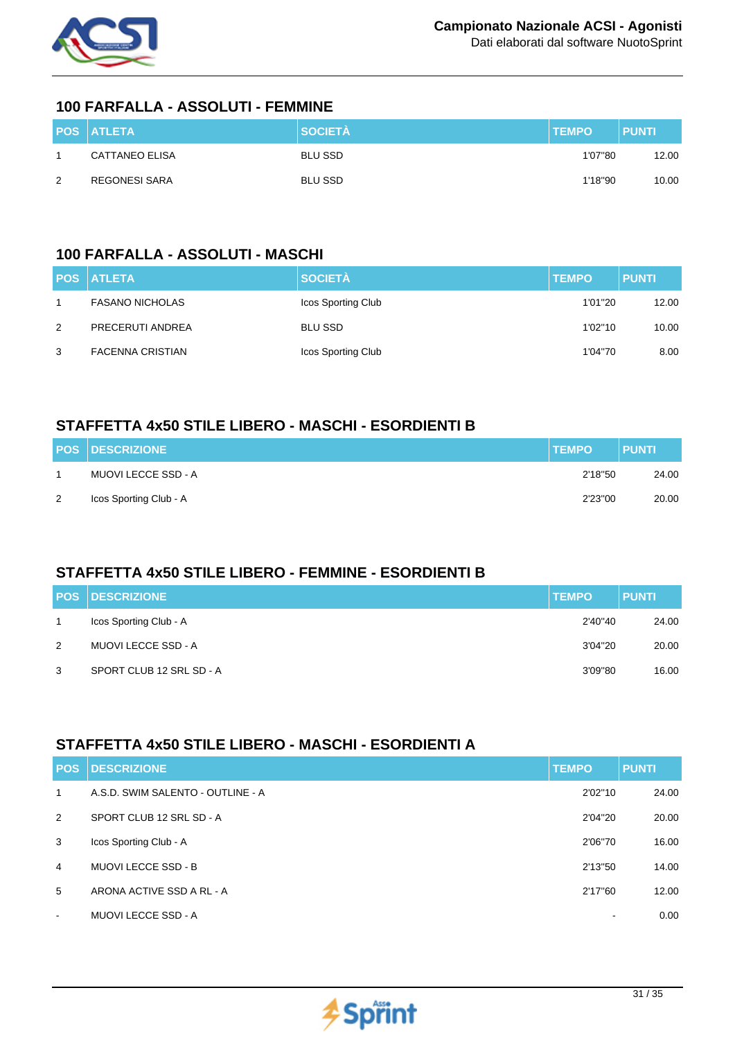## 100 FARFALLA - ASSOLUTI - FEMMINE

| POS | ATLETA | SOCIETÀ | TEMPO | PUNTI |
|---|---|---|---|---|
| 1 | CATTANEO ELISA | BLU SSD | 1'07"80 | 12.00 |
| 2 | REGONESI SARA | BLU SSD | 1'18"90 | 10.00 |

## 100 FARFALLA - ASSOLUTI - MASCHI

| POS | ATLETA | SOCIETÀ | TEMPO | PUNTI |
|---|---|---|---|---|
| 1 | FASANO NICHOLAS | Icos Sporting Club | 1'01"20 | 12.00 |
| 2 | PRECERUTI ANDREA | BLU SSD | 1'02"10 | 10.00 |
| 3 | FACENNA CRISTIAN | Icos Sporting Club | 1'04"70 | 8.00 |

## STAFFETTA 4x50 STILE LIBERO - MASCHI - ESORDIENTI B

| POS | DESCRIZIONE | TEMPO | PUNTI |
|---|---|---|---|
| 1 | MUOVI LECCE SSD - A | 2'18"50 | 24.00 |
| 2 | Icos Sporting Club - A | 2'23"00 | 20.00 |

## STAFFETTA 4x50 STILE LIBERO - FEMMINE - ESORDIENTI B

| POS | DESCRIZIONE | TEMPO | PUNTI |
|---|---|---|---|
| 1 | Icos Sporting Club - A | 2'40"40 | 24.00 |
| 2 | MUOVI LECCE SSD - A | 3'04"20 | 20.00 |
| 3 | SPORT CLUB 12 SRL SD - A | 3'09"80 | 16.00 |

## STAFFETTA 4x50 STILE LIBERO - MASCHI - ESORDIENTI A

| POS | DESCRIZIONE | TEMPO | PUNTI |
|---|---|---|---|
| 1 | A.S.D. SWIM SALENTO - OUTLINE - A | 2'02"10 | 24.00 |
| 2 | SPORT CLUB 12 SRL SD - A | 2'04"20 | 20.00 |
| 3 | Icos Sporting Club - A | 2'06"70 | 16.00 |
| 4 | MUOVI LECCE SSD - B | 2'13"50 | 14.00 |
| 5 | ARONA ACTIVE SSD A RL - A | 2'17"60 | 12.00 |
| - | MUOVI LECCE SSD - A | - | 0.00 |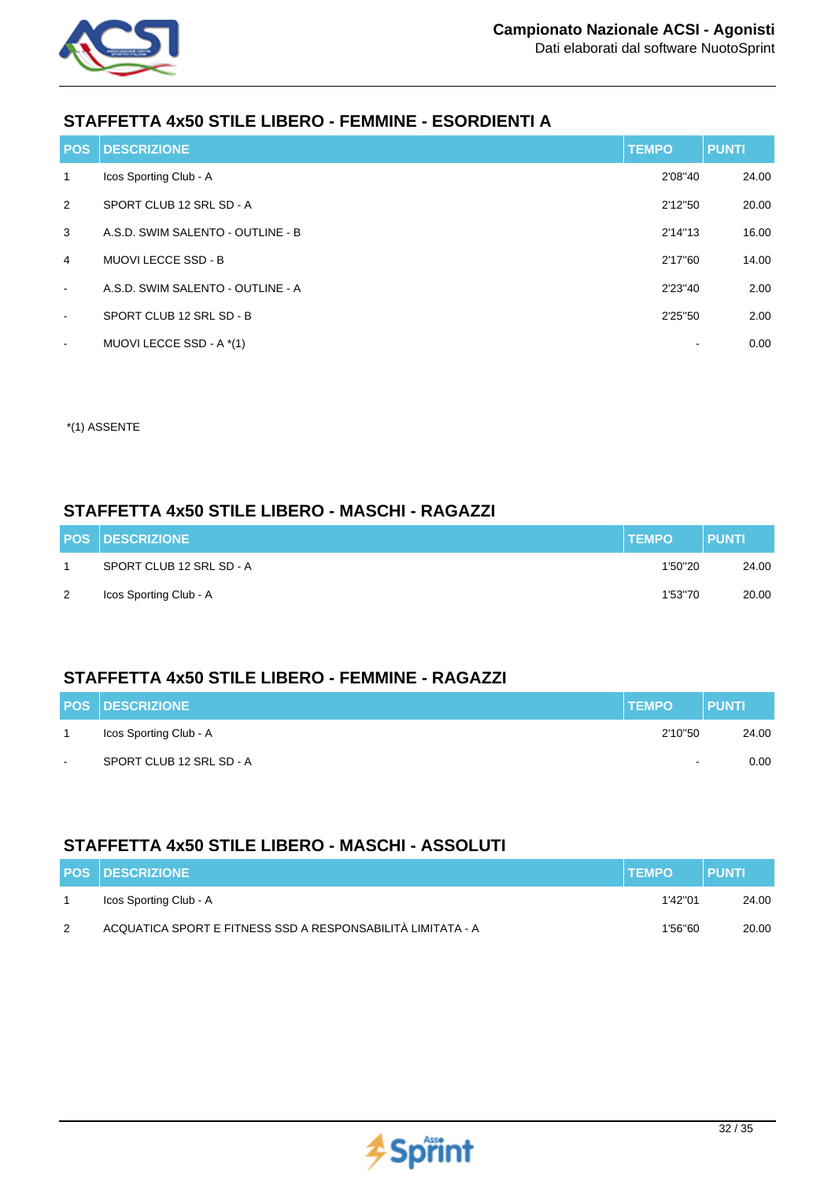## STAFFETTA 4x50 STILE LIBERO - FEMMINE - ESORDIENTI A

| POS | DESCRIZIONE | TEMPO | PUNTI |
|---|---|---|---|
| 1 | Icos Sporting Club - A | 2'08"40 | 24.00 |
| 2 | SPORT CLUB 12 SRL SD - A | 2'12"50 | 20.00 |
| 3 | A.S.D. SWIM SALENTO - OUTLINE - B | 2'14"13 | 16.00 |
| 4 | MUOVI LECCE SSD - B | 2'17"60 | 14.00 |
| - | A.S.D. SWIM SALENTO - OUTLINE - A | 2'23"40 | 2.00 |
| - | SPORT CLUB 12 SRL SD - B | 2'25"50 | 2.00 |
| - | MUOVI LECCE SSD - A *(1) | - | 0.00 |

*(1) ASSENTE

## STAFFETTA 4x50 STILE LIBERO - MASCHI - RAGAZZI

| POS | DESCRIZIONE | TEMPO | PUNTI |
|---|---|---|---|
| 1 | SPORT CLUB 12 SRL SD - A | 1'50"20 | 24.00 |
| 2 | Icos Sporting Club - A | 1'53"70 | 20.00 |

## STAFFETTA 4x50 STILE LIBERO - FEMMINE - RAGAZZI

| POS | DESCRIZIONE | TEMPO | PUNTI |
|---|---|---|---|
| 1 | Icos Sporting Club - A | 2'10"50 | 24.00 |
| - | SPORT CLUB 12 SRL SD - A | - | 0.00 |

## STAFFETTA 4x50 STILE LIBERO - MASCHI - ASSOLUTI

| POS | DESCRIZIONE | TEMPO | PUNTI |
|---|---|---|---|
| 1 | Icos Sporting Club - A | 1'42"01 | 24.00 |
| 2 | ACQUATICA SPORT E FITNESS SSD A RESPONSABILITÀ LIMITATA - A | 1'56"60 | 20.00 |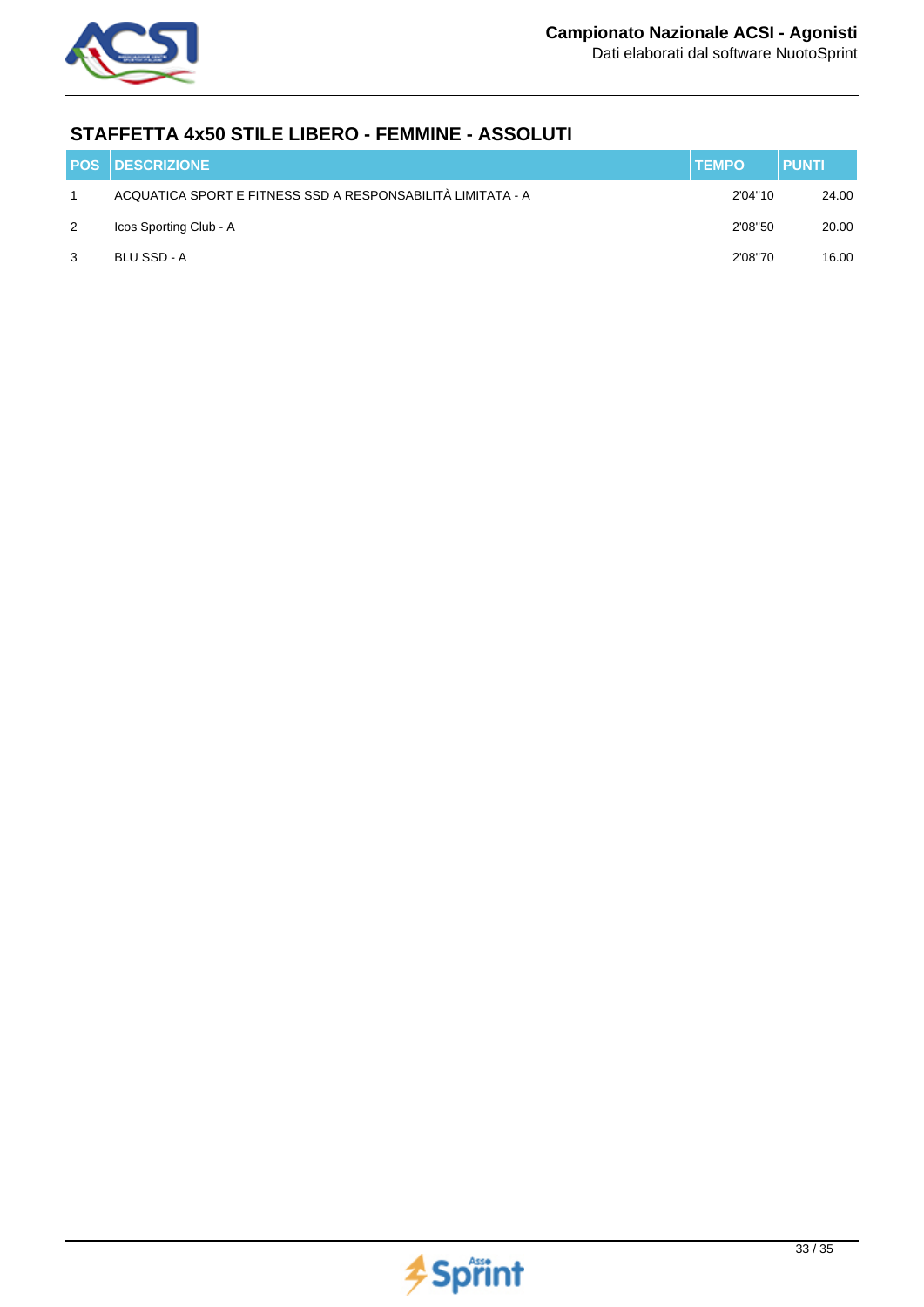## STAFFETTA 4x50 STILE LIBERO - FEMMINE - ASSOLUTI

| POS | DESCRIZIONE | TEMPO | PUNTI |
|---|---|---|---|
| 1 | ACQUATICA SPORT E FITNESS SSD A RESPONSABILITÀ LIMITATA - A | 2'04''10 | 24.00 |
| 2 | Icos Sporting Club - A | 2'08''50 | 20.00 |
| 3 | BLU SSD - A | 2'08''70 | 16.00 |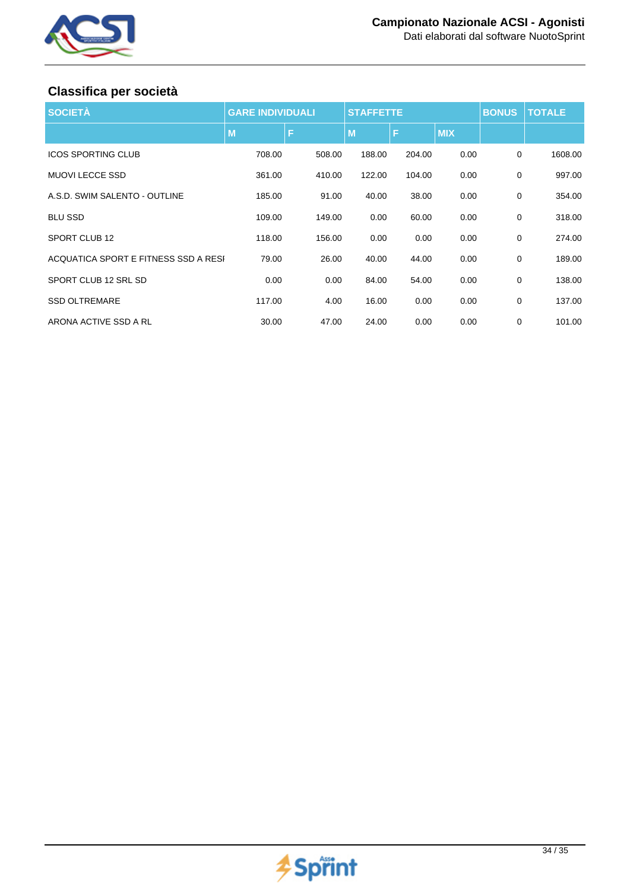## Classifica per società

| SOCIETÀ | GARE INDIVIDUALI | | STAFFETTE | | | BONUS | TOTALE |
|---|---|---|---|---|---|---|---|
| | M | F | M | F | MIX | | |
| ICOS SPORTING CLUB | 708.00 | 508.00 | 188.00 | 204.00 | 0.00 | 0 | 1608.00 |
| MUOVI LECCE SSD | 361.00 | 410.00 | 122.00 | 104.00 | 0.00 | 0 | 997.00 |
| A.S.D. SWIM SALENTO - OUTLINE | 185.00 | 91.00 | 40.00 | 38.00 | 0.00 | 0 | 354.00 |
| BLU SSD | 109.00 | 149.00 | 0.00 | 60.00 | 0.00 | 0 | 318.00 |
| SPORT CLUB 12 | 118.00 | 156.00 | 0.00 | 0.00 | 0.00 | 0 | 274.00 |
| ACQUATICA SPORT E FITNESS SSD A RESI | 79.00 | 26.00 | 40.00 | 44.00 | 0.00 | 0 | 189.00 |
| SPORT CLUB 12 SRL SD | 0.00 | 0.00 | 84.00 | 54.00 | 0.00 | 0 | 138.00 |
| SSD OLTREMARE | 117.00 | 4.00 | 16.00 | 0.00 | 0.00 | 0 | 137.00 |
| ARONA ACTIVE SSD A RL | 30.00 | 47.00 | 24.00 | 0.00 | 0.00 | 0 | 101.00 |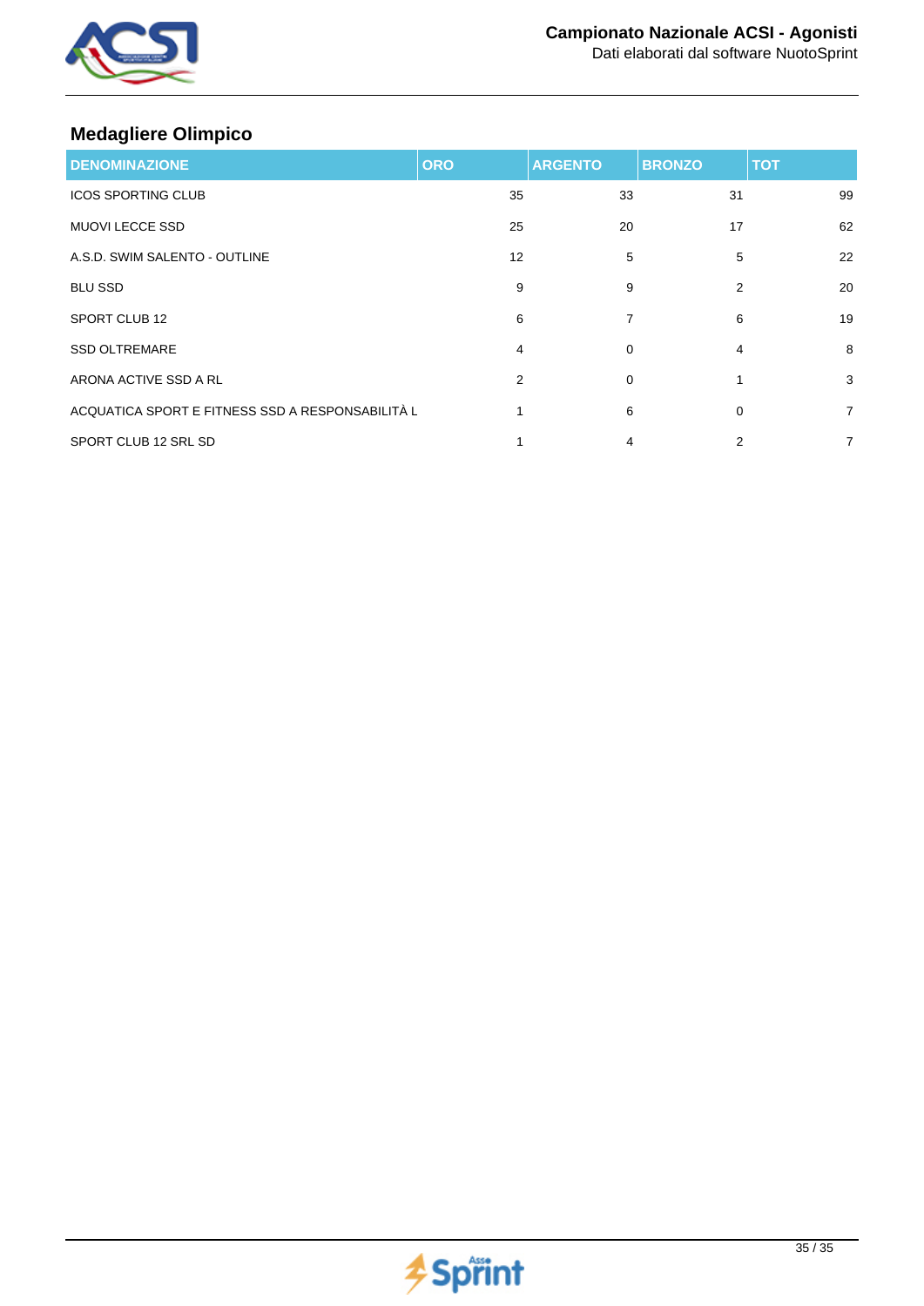## Medagliere Olimpico

| DENOMINAZIONE | ORO | ARGENTO | BRONZO | TOT |
|---|---|---|---|---|
| ICOS SPORTING CLUB | 35 | 33 | 31 | 99 |
| MUOVI LECCE SSD | 25 | 20 | 17 | 62 |
| A.S.D. SWIM SALENTO - OUTLINE | 12 | 5 | 5 | 22 |
| BLU SSD | 9 | 9 | 2 | 20 |
| SPORT CLUB 12 | 6 | 7 | 6 | 19 |
| SSD OLTREMARE | 4 | 0 | 4 | 8 |
| ARONA ACTIVE SSD A RL | 2 | 0 | 1 | 3 |
| ACQUATICA SPORT E FITNESS SSD A RESPONSABILITÀ L | 1 | 6 | 0 | 7 |
| SPORT CLUB 12 SRL SD | 1 | 4 | 2 | 7 |